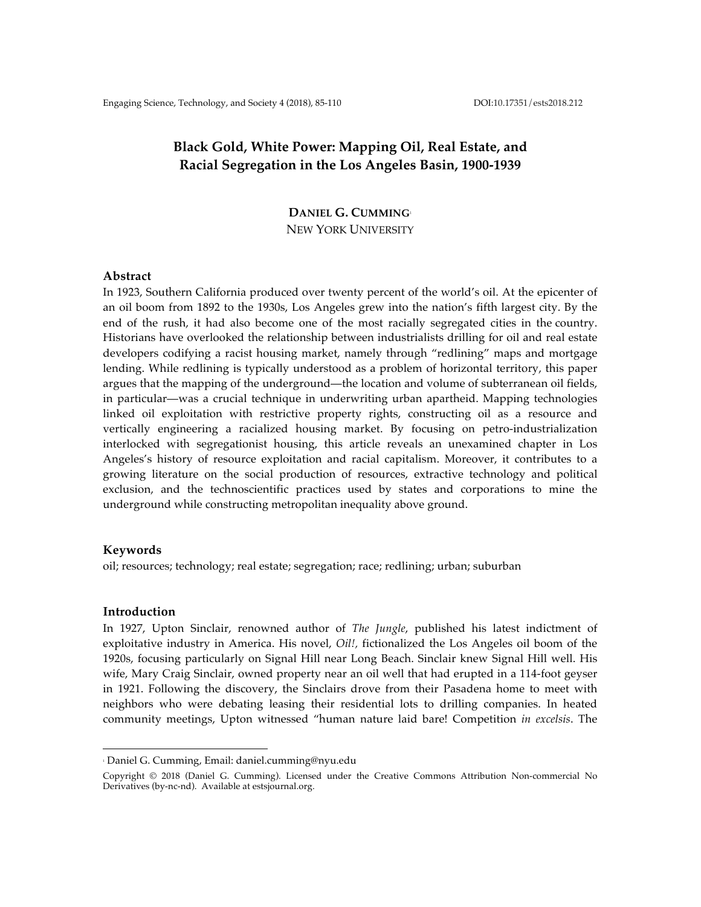# Black Gold, White Power: Mapping Oil, Real Estate, and Racial Segregation in the Los Angeles Basin, 1900-1939

**DANIEL G. CUMMING**[1]
NEW YORK UNIVERSITY

## Abstract

In 1923, Southern California produced over twenty percent of the world's oil. At the epicenter of an oil boom from 1892 to the 1930s, Los Angeles grew into the nation's fifth largest city. By the end of the rush, it had also become one of the most racially segregated cities in the country. Historians have overlooked the relationship between industrialists drilling for oil and real estate developers codifying a racist housing market, namely through "redlining" maps and mortgage lending. While redlining is typically understood as a problem of horizontal territory, this paper argues that the mapping of the underground—the location and volume of subterranean oil fields, in particular—was a crucial technique in underwriting urban apartheid. Mapping technologies linked oil exploitation with restrictive property rights, constructing oil as a resource and vertically engineering a racialized housing market. By focusing on petro-industrialization interlocked with segregationist housing, this article reveals an unexamined chapter in Los Angeles's history of resource exploitation and racial capitalism. Moreover, it contributes to a growing literature on the social production of resources, extractive technology and political exclusion, and the technoscientific practices used by states and corporations to mine the underground while constructing metropolitan inequality above ground.

## Keywords

oil; resources; technology; real estate; segregation; race; redlining; urban; suburban

## Introduction

In 1927, Upton Sinclair, renowned author of *The Jungle*, published his latest indictment of exploitative industry in America. His novel, *Oil!*, fictionalized the Los Angeles oil boom of the 1920s, focusing particularly on Signal Hill near Long Beach. Sinclair knew Signal Hill well. His wife, Mary Craig Sinclair, owned property near an oil well that had erupted in a 114-foot geyser in 1921. Following the discovery, the Sinclairs drove from their Pasadena home to meet with neighbors who were debating leasing their residential lots to drilling companies. In heated community meetings, Upton witnessed "human nature laid bare! Competition *in excelsis*. The

---

[1] Daniel G. Cumming, Email: daniel.cumming@nyu.edu

Copyright © 2018 (Daniel G. Cumming). Licensed under the Creative Commons Attribution Non-commercial No Derivatives (by-nc-nd). Available at estsjournal.org.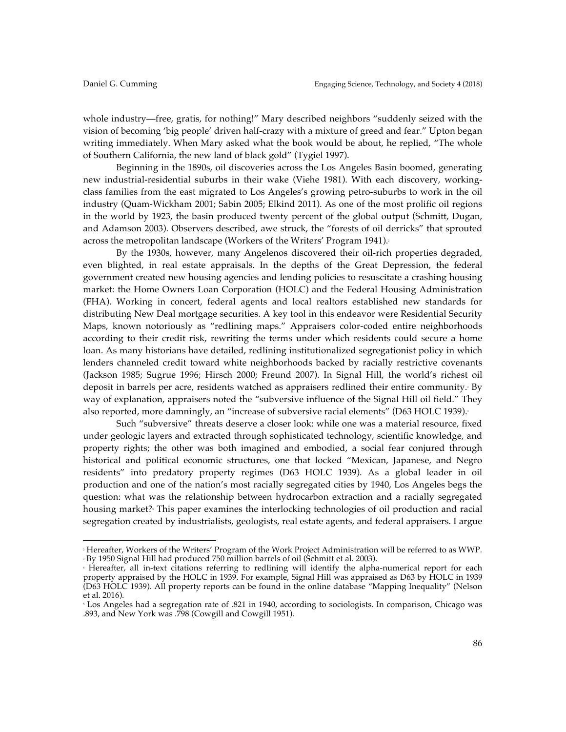whole industry—free, gratis, for nothing!" Mary described neighbors "suddenly seized with the vision of becoming 'big people' driven half-crazy with a mixture of greed and fear." Upton began writing immediately. When Mary asked what the book would be about, he replied, "The whole of Southern California, the new land of black gold" (Tygiel 1997).

Beginning in the 1890s, oil discoveries across the Los Angeles Basin boomed, generating new industrial-residential suburbs in their wake (Viehe 1981). With each discovery, working-class families from the east migrated to Los Angeles's growing petro-suburbs to work in the oil industry (Quam-Wickham 2001; Sabin 2005; Elkind 2011). As one of the most prolific oil regions in the world by 1923, the basin produced twenty percent of the global output (Schmitt, Dugan, and Adamson 2003). Observers described, awe struck, the "forests of oil derricks" that sprouted across the metropolitan landscape (Workers of the Writers' Program 1941).[2]

By the 1930s, however, many Angelenos discovered their oil-rich properties degraded, even blighted, in real estate appraisals. In the depths of the Great Depression, the federal government created new housing agencies and lending policies to resuscitate a crashing housing market: the Home Owners Loan Corporation (HOLC) and the Federal Housing Administration (FHA). Working in concert, federal agents and local realtors established new standards for distributing New Deal mortgage securities. A key tool in this endeavor were Residential Security Maps, known notoriously as "redlining maps." Appraisers color-coded entire neighborhoods according to their credit risk, rewriting the terms under which residents could secure a home loan. As many historians have detailed, redlining institutionalized segregationist policy in which lenders channeled credit toward white neighborhoods backed by racially restrictive covenants (Jackson 1985; Sugrue 1996; Hirsch 2000; Freund 2007). In Signal Hill, the world's richest oil deposit in barrels per acre, residents watched as appraisers redlined their entire community.[3] By way of explanation, appraisers noted the "subversive influence of the Signal Hill oil field." They also reported, more damningly, an "increase of subversive racial elements" (D63 HOLC 1939).[4]

Such "subversive" threats deserve a closer look: while one was a material resource, fixed under geologic layers and extracted through sophisticated technology, scientific knowledge, and property rights; the other was both imagined and embodied, a social fear conjured through historical and political economic structures, one that locked "Mexican, Japanese, and Negro residents" into predatory property regimes (D63 HOLC 1939). As a global leader in oil production and one of the nation's most racially segregated cities by 1940, Los Angeles begs the question: what was the relationship between hydrocarbon extraction and a racially segregated housing market?[5] This paper examines the interlocking technologies of oil production and racial segregation created by industrialists, geologists, real estate agents, and federal appraisers. I argue

---

[2] Hereafter, Workers of the Writers' Program of the Work Project Administration will be referred to as WWP.

[3] By 1950 Signal Hill had produced 750 million barrels of oil (Schmitt et al. 2003).

[4] Hereafter, all in-text citations referring to redlining will identify the alpha-numerical report for each property appraised by the HOLC in 1939. For example, Signal Hill was appraised as D63 by HOLC in 1939 (D63 HOLC 1939). All property reports can be found in the online database "Mapping Inequality" (Nelson et al. 2016).

[5] Los Angeles had a segregation rate of .821 in 1940, according to sociologists. In comparison, Chicago was .893, and New York was .798 (Cowgill and Cowgill 1951).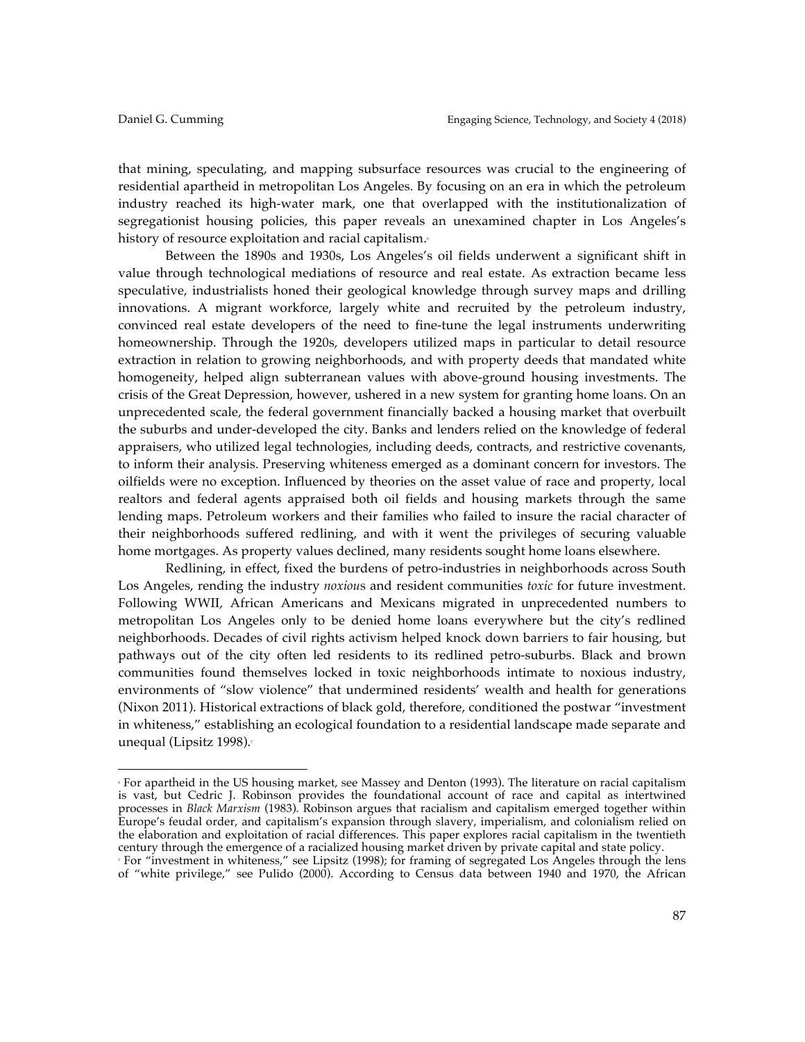that mining, speculating, and mapping subsurface resources was crucial to the engineering of residential apartheid in metropolitan Los Angeles. By focusing on an era in which the petroleum industry reached its high-water mark, one that overlapped with the institutionalization of segregationist housing policies, this paper reveals an unexamined chapter in Los Angeles's history of resource exploitation and racial capitalism.[6]

Between the 1890s and 1930s, Los Angeles's oil fields underwent a significant shift in value through technological mediations of resource and real estate. As extraction became less speculative, industrialists honed their geological knowledge through survey maps and drilling innovations. A migrant workforce, largely white and recruited by the petroleum industry, convinced real estate developers of the need to fine-tune the legal instruments underwriting homeownership. Through the 1920s, developers utilized maps in particular to detail resource extraction in relation to growing neighborhoods, and with property deeds that mandated white homogeneity, helped align subterranean values with above-ground housing investments. The crisis of the Great Depression, however, ushered in a new system for granting home loans. On an unprecedented scale, the federal government financially backed a housing market that overbuilt the suburbs and under-developed the city. Banks and lenders relied on the knowledge of federal appraisers, who utilized legal technologies, including deeds, contracts, and restrictive covenants, to inform their analysis. Preserving whiteness emerged as a dominant concern for investors. The oilfields were no exception. Influenced by theories on the asset value of race and property, local realtors and federal agents appraised both oil fields and housing markets through the same lending maps. Petroleum workers and their families who failed to insure the racial character of their neighborhoods suffered redlining, and with it went the privileges of securing valuable home mortgages. As property values declined, many residents sought home loans elsewhere.

Redlining, in effect, fixed the burdens of petro-industries in neighborhoods across South Los Angeles, rending the industry *noxiou*s and resident communities *toxic* for future investment. Following WWII, African Americans and Mexicans migrated in unprecedented numbers to metropolitan Los Angeles only to be denied home loans everywhere but the city's redlined neighborhoods. Decades of civil rights activism helped knock down barriers to fair housing, but pathways out of the city often led residents to its redlined petro-suburbs. Black and brown communities found themselves locked in toxic neighborhoods intimate to noxious industry, environments of "slow violence" that undermined residents' wealth and health for generations (Nixon 2011). Historical extractions of black gold, therefore, conditioned the postwar "investment in whiteness," establishing an ecological foundation to a residential landscape made separate and unequal (Lipsitz 1998).[7]

---

[6] For apartheid in the US housing market, see Massey and Denton (1993). The literature on racial capitalism is vast, but Cedric J. Robinson provides the foundational account of race and capital as intertwined processes in *Black Marxism* (1983). Robinson argues that racialism and capitalism emerged together within Europe's feudal order, and capitalism's expansion through slavery, imperialism, and colonialism relied on the elaboration and exploitation of racial differences. This paper explores racial capitalism in the twentieth century through the emergence of a racialized housing market driven by private capital and state policy.

[7] For "investment in whiteness," see Lipsitz (1998); for framing of segregated Los Angeles through the lens of "white privilege," see Pulido (2000). According to Census data between 1940 and 1970, the African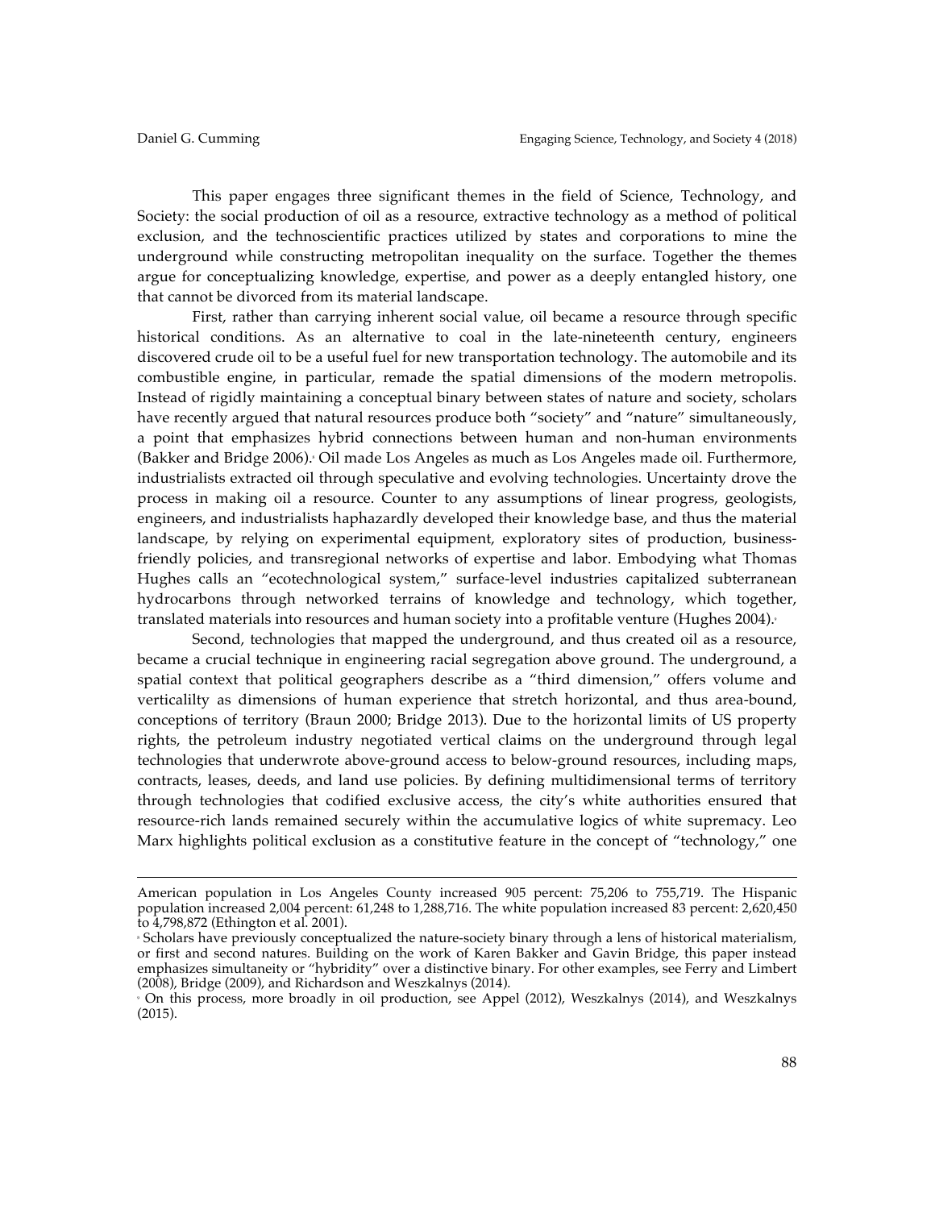This paper engages three significant themes in the field of Science, Technology, and Society: the social production of oil as a resource, extractive technology as a method of political exclusion, and the technoscientific practices utilized by states and corporations to mine the underground while constructing metropolitan inequality on the surface. Together the themes argue for conceptualizing knowledge, expertise, and power as a deeply entangled history, one that cannot be divorced from its material landscape.

First, rather than carrying inherent social value, oil became a resource through specific historical conditions. As an alternative to coal in the late-nineteenth century, engineers discovered crude oil to be a useful fuel for new transportation technology. The automobile and its combustible engine, in particular, remade the spatial dimensions of the modern metropolis. Instead of rigidly maintaining a conceptual binary between states of nature and society, scholars have recently argued that natural resources produce both "society" and "nature" simultaneously, a point that emphasizes hybrid connections between human and non-human environments (Bakker and Bridge 2006).[8] Oil made Los Angeles as much as Los Angeles made oil. Furthermore, industrialists extracted oil through speculative and evolving technologies. Uncertainty drove the process in making oil a resource. Counter to any assumptions of linear progress, geologists, engineers, and industrialists haphazardly developed their knowledge base, and thus the material landscape, by relying on experimental equipment, exploratory sites of production, business-friendly policies, and transregional networks of expertise and labor. Embodying what Thomas Hughes calls an "ecotechnological system," surface-level industries capitalized subterranean hydrocarbons through networked terrains of knowledge and technology, which together, translated materials into resources and human society into a profitable venture (Hughes 2004).[9]

Second, technologies that mapped the underground, and thus created oil as a resource, became a crucial technique in engineering racial segregation above ground. The underground, a spatial context that political geographers describe as a "third dimension," offers volume and verticalilty as dimensions of human experience that stretch horizontal, and thus area-bound, conceptions of territory (Braun 2000; Bridge 2013). Due to the horizontal limits of US property rights, the petroleum industry negotiated vertical claims on the underground through legal technologies that underwrote above-ground access to below-ground resources, including maps, contracts, leases, deeds, and land use policies. By defining multidimensional terms of territory through technologies that codified exclusive access, the city's white authorities ensured that resource-rich lands remained securely within the accumulative logics of white supremacy. Leo Marx highlights political exclusion as a constitutive feature in the concept of "technology," one

---

American population in Los Angeles County increased 905 percent: 75,206 to 755,719. The Hispanic population increased 2,004 percent: 61,248 to 1,288,716. The white population increased 83 percent: 2,620,450 to 4,798,872 (Ethington et al. 2001).

[8] Scholars have previously conceptualized the nature-society binary through a lens of historical materialism, or first and second natures. Building on the work of Karen Bakker and Gavin Bridge, this paper instead emphasizes simultaneity or "hybridity" over a distinctive binary. For other examples, see Ferry and Limbert (2008), Bridge (2009), and Richardson and Weszkalnys (2014).

[9] On this process, more broadly in oil production, see Appel (2012), Weszkalnys (2014), and Weszkalnys (2015).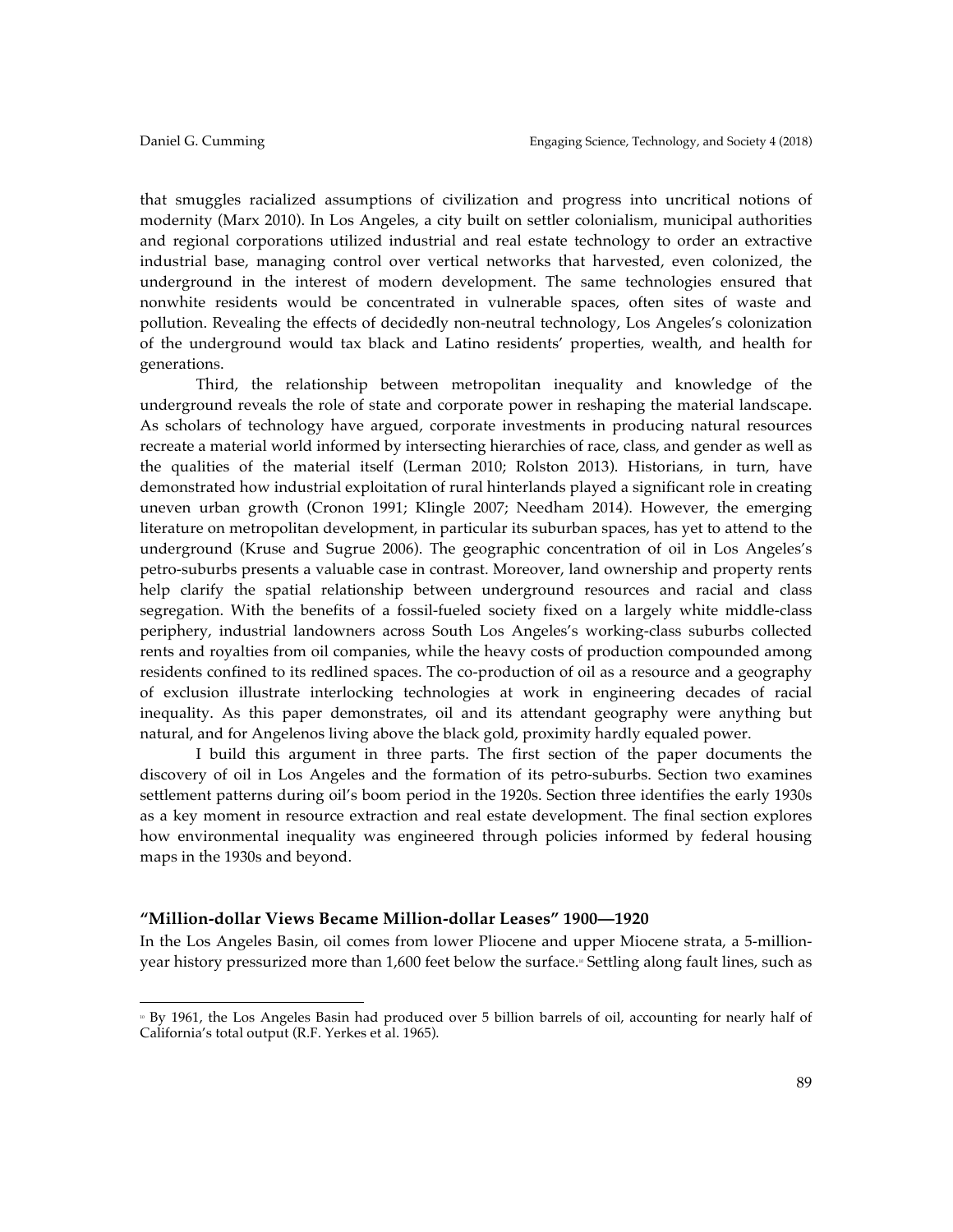that smuggles racialized assumptions of civilization and progress into uncritical notions of modernity (Marx 2010). In Los Angeles, a city built on settler colonialism, municipal authorities and regional corporations utilized industrial and real estate technology to order an extractive industrial base, managing control over vertical networks that harvested, even colonized, the underground in the interest of modern development. The same technologies ensured that nonwhite residents would be concentrated in vulnerable spaces, often sites of waste and pollution. Revealing the effects of decidedly non-neutral technology, Los Angeles's colonization of the underground would tax black and Latino residents' properties, wealth, and health for generations.

Third, the relationship between metropolitan inequality and knowledge of the underground reveals the role of state and corporate power in reshaping the material landscape. As scholars of technology have argued, corporate investments in producing natural resources recreate a material world informed by intersecting hierarchies of race, class, and gender as well as the qualities of the material itself (Lerman 2010; Rolston 2013). Historians, in turn, have demonstrated how industrial exploitation of rural hinterlands played a significant role in creating uneven urban growth (Cronon 1991; Klingle 2007; Needham 2014). However, the emerging literature on metropolitan development, in particular its suburban spaces, has yet to attend to the underground (Kruse and Sugrue 2006). The geographic concentration of oil in Los Angeles's petro-suburbs presents a valuable case in contrast. Moreover, land ownership and property rents help clarify the spatial relationship between underground resources and racial and class segregation. With the benefits of a fossil-fueled society fixed on a largely white middle-class periphery, industrial landowners across South Los Angeles's working-class suburbs collected rents and royalties from oil companies, while the heavy costs of production compounded among residents confined to its redlined spaces. The co-production of oil as a resource and a geography of exclusion illustrate interlocking technologies at work in engineering decades of racial inequality. As this paper demonstrates, oil and its attendant geography were anything but natural, and for Angelenos living above the black gold, proximity hardly equaled power.

I build this argument in three parts. The first section of the paper documents the discovery of oil in Los Angeles and the formation of its petro-suburbs. Section two examines settlement patterns during oil's boom period in the 1920s. Section three identifies the early 1930s as a key moment in resource extraction and real estate development. The final section explores how environmental inequality was engineered through policies informed by federal housing maps in the 1930s and beyond.

## "Million-dollar Views Became Million-dollar Leases" 1900—1920

In the Los Angeles Basin, oil comes from lower Pliocene and upper Miocene strata, a 5-million-year history pressurized more than 1,600 feet below the surface.[10] Settling along fault lines, such as

---

[10] By 1961, the Los Angeles Basin had produced over 5 billion barrels of oil, accounting for nearly half of California's total output (R.F. Yerkes et al. 1965).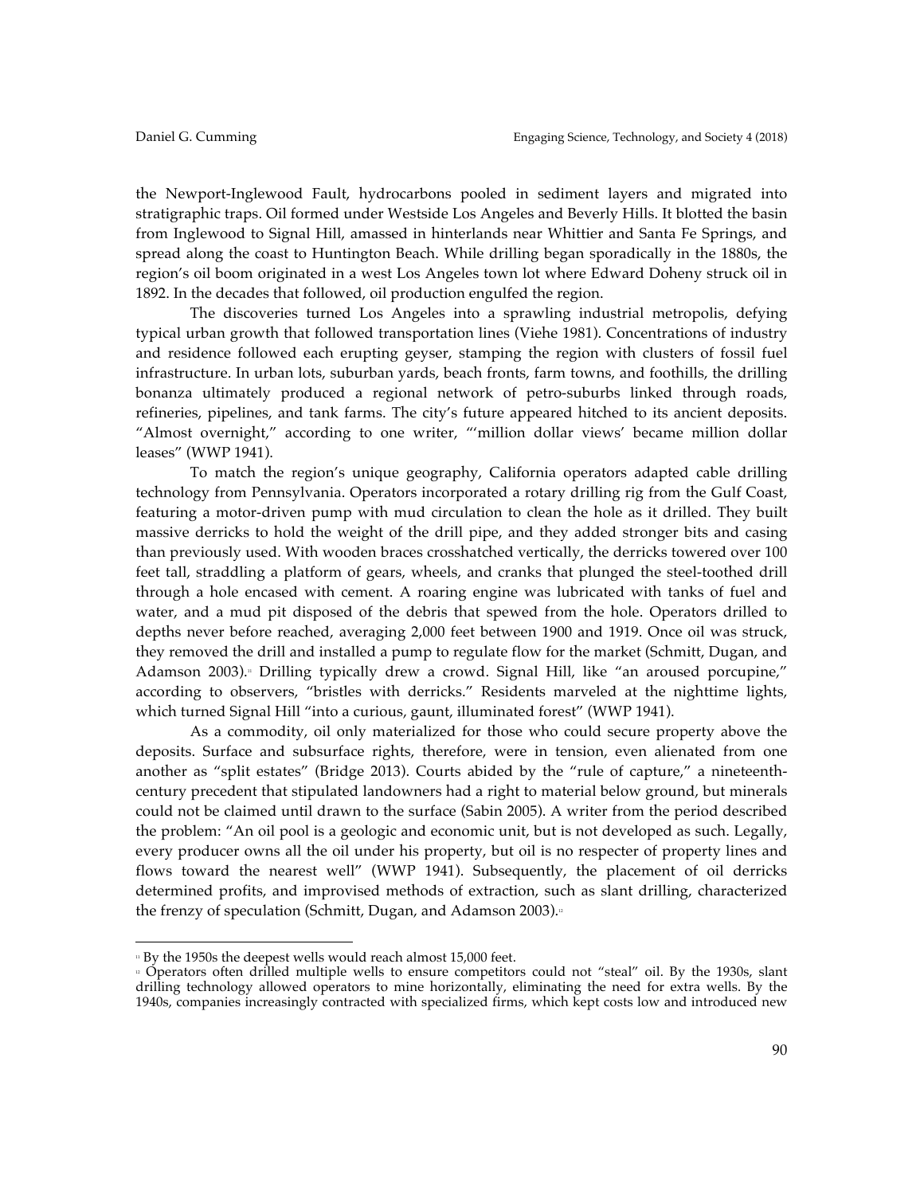the Newport-Inglewood Fault, hydrocarbons pooled in sediment layers and migrated into stratigraphic traps. Oil formed under Westside Los Angeles and Beverly Hills. It blotted the basin from Inglewood to Signal Hill, amassed in hinterlands near Whittier and Santa Fe Springs, and spread along the coast to Huntington Beach. While drilling began sporadically in the 1880s, the region's oil boom originated in a west Los Angeles town lot where Edward Doheny struck oil in 1892. In the decades that followed, oil production engulfed the region.

The discoveries turned Los Angeles into a sprawling industrial metropolis, defying typical urban growth that followed transportation lines (Viehe 1981). Concentrations of industry and residence followed each erupting geyser, stamping the region with clusters of fossil fuel infrastructure. In urban lots, suburban yards, beach fronts, farm towns, and foothills, the drilling bonanza ultimately produced a regional network of petro-suburbs linked through roads, refineries, pipelines, and tank farms. The city's future appeared hitched to its ancient deposits. "Almost overnight," according to one writer, "'million dollar views' became million dollar leases" (WWP 1941).

To match the region's unique geography, California operators adapted cable drilling technology from Pennsylvania. Operators incorporated a rotary drilling rig from the Gulf Coast, featuring a motor-driven pump with mud circulation to clean the hole as it drilled. They built massive derricks to hold the weight of the drill pipe, and they added stronger bits and casing than previously used. With wooden braces crosshatched vertically, the derricks towered over 100 feet tall, straddling a platform of gears, wheels, and cranks that plunged the steel-toothed drill through a hole encased with cement. A roaring engine was lubricated with tanks of fuel and water, and a mud pit disposed of the debris that spewed from the hole. Operators drilled to depths never before reached, averaging 2,000 feet between 1900 and 1919. Once oil was struck, they removed the drill and installed a pump to regulate flow for the market (Schmitt, Dugan, and Adamson 2003).[11] Drilling typically drew a crowd. Signal Hill, like "an aroused porcupine," according to observers, "bristles with derricks." Residents marveled at the nighttime lights, which turned Signal Hill "into a curious, gaunt, illuminated forest" (WWP 1941).

As a commodity, oil only materialized for those who could secure property above the deposits. Surface and subsurface rights, therefore, were in tension, even alienated from one another as "split estates" (Bridge 2013). Courts abided by the "rule of capture," a nineteenth-century precedent that stipulated landowners had a right to material below ground, but minerals could not be claimed until drawn to the surface (Sabin 2005). A writer from the period described the problem: "An oil pool is a geologic and economic unit, but is not developed as such. Legally, every producer owns all the oil under his property, but oil is no respecter of property lines and flows toward the nearest well" (WWP 1941). Subsequently, the placement of oil derricks determined profits, and improvised methods of extraction, such as slant drilling, characterized the frenzy of speculation (Schmitt, Dugan, and Adamson 2003).[12]

---

[11] By the 1950s the deepest wells would reach almost 15,000 feet.

[12] Operators often drilled multiple wells to ensure competitors could not "steal" oil. By the 1930s, slant drilling technology allowed operators to mine horizontally, eliminating the need for extra wells. By the 1940s, companies increasingly contracted with specialized firms, which kept costs low and introduced new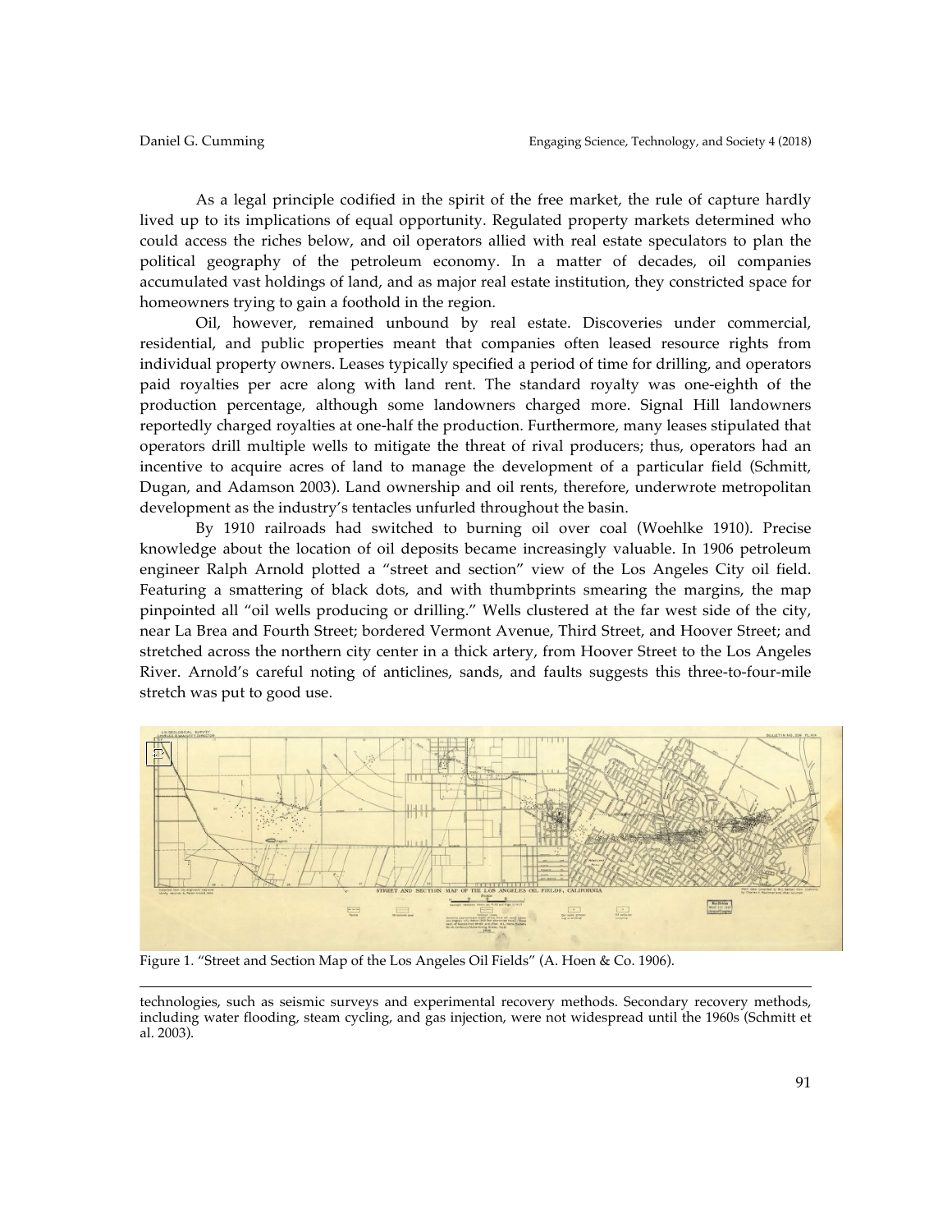As a legal principle codified in the spirit of the free market, the rule of capture hardly lived up to its implications of equal opportunity. Regulated property markets determined who could access the riches below, and oil operators allied with real estate speculators to plan the political geography of the petroleum economy. In a matter of decades, oil companies accumulated vast holdings of land, and as major real estate institution, they constricted space for homeowners trying to gain a foothold in the region.

Oil, however, remained unbound by real estate. Discoveries under commercial, residential, and public properties meant that companies often leased resource rights from individual property owners. Leases typically specified a period of time for drilling, and operators paid royalties per acre along with land rent. The standard royalty was one-eighth of the production percentage, although some landowners charged more. Signal Hill landowners reportedly charged royalties at one-half the production. Furthermore, many leases stipulated that operators drill multiple wells to mitigate the threat of rival producers; thus, operators had an incentive to acquire acres of land to manage the development of a particular field (Schmitt, Dugan, and Adamson 2003). Land ownership and oil rents, therefore, underwrote metropolitan development as the industry's tentacles unfurled throughout the basin.

By 1910 railroads had switched to burning oil over coal (Woehlke 1910). Precise knowledge about the location of oil deposits became increasingly valuable. In 1906 petroleum engineer Ralph Arnold plotted a "street and section" view of the Los Angeles City oil field. Featuring a smattering of black dots, and with thumbprints smearing the margins, the map pinpointed all "oil wells producing or drilling." Wells clustered at the far west side of the city, near La Brea and Fourth Street; bordered Vermont Avenue, Third Street, and Hoover Street; and stretched across the northern city center in a thick artery, from Hoover Street to the Los Angeles River. Arnold's careful noting of anticlines, sands, and faults suggests this three-to-four-mile stretch was put to good use.

Figure 1. "Street and Section Map of the Los Angeles Oil Fields" (A. Hoen & Co. 1906).

---

technologies, such as seismic surveys and experimental recovery methods. Secondary recovery methods, including water flooding, steam cycling, and gas injection, were not widespread until the 1960s (Schmitt et al. 2003).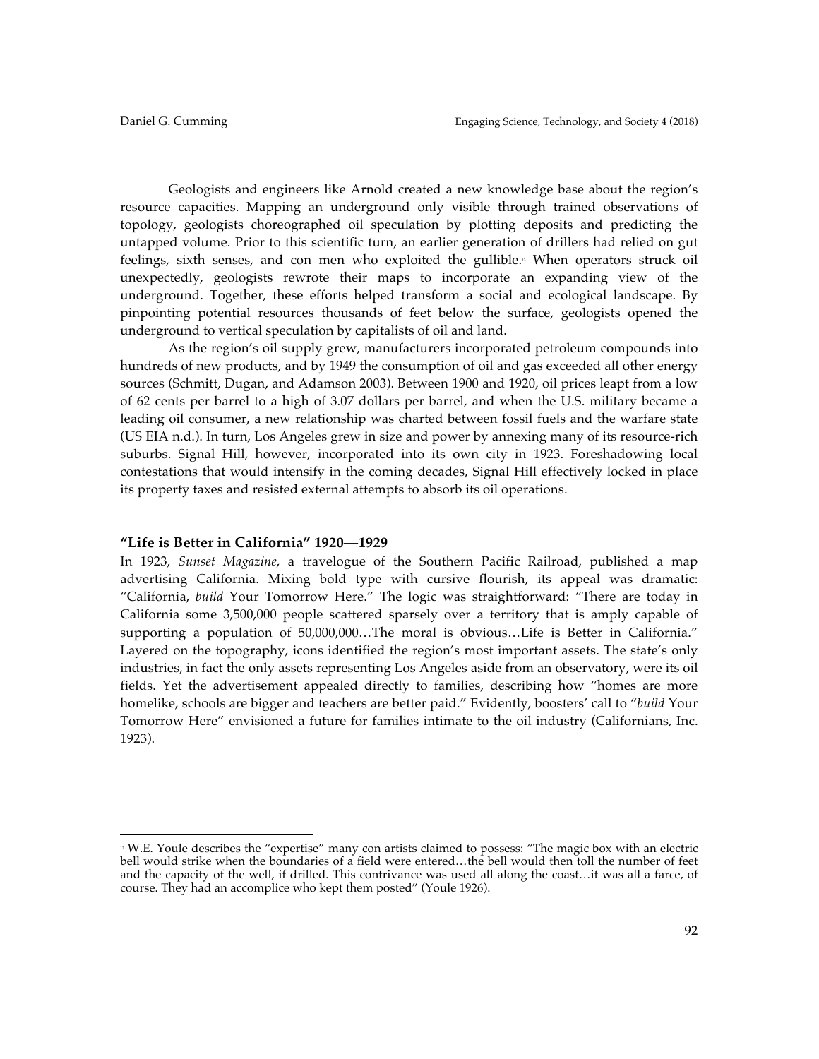Geologists and engineers like Arnold created a new knowledge base about the region's resource capacities. Mapping an underground only visible through trained observations of topology, geologists choreographed oil speculation by plotting deposits and predicting the untapped volume. Prior to this scientific turn, an earlier generation of drillers had relied on gut feelings, sixth senses, and con men who exploited the gullible.[13] When operators struck oil unexpectedly, geologists rewrote their maps to incorporate an expanding view of the underground. Together, these efforts helped transform a social and ecological landscape. By pinpointing potential resources thousands of feet below the surface, geologists opened the underground to vertical speculation by capitalists of oil and land.

As the region's oil supply grew, manufacturers incorporated petroleum compounds into hundreds of new products, and by 1949 the consumption of oil and gas exceeded all other energy sources (Schmitt, Dugan, and Adamson 2003). Between 1900 and 1920, oil prices leapt from a low of 62 cents per barrel to a high of 3.07 dollars per barrel, and when the U.S. military became a leading oil consumer, a new relationship was charted between fossil fuels and the warfare state (US EIA n.d.). In turn, Los Angeles grew in size and power by annexing many of its resource-rich suburbs. Signal Hill, however, incorporated into its own city in 1923. Foreshadowing local contestations that would intensify in the coming decades, Signal Hill effectively locked in place its property taxes and resisted external attempts to absorb its oil operations.

### "Life is Better in California" 1920—1929

In 1923, *Sunset Magazine*, a travelogue of the Southern Pacific Railroad, published a map advertising California. Mixing bold type with cursive flourish, its appeal was dramatic: "California, *build* Your Tomorrow Here." The logic was straightforward: "There are today in California some 3,500,000 people scattered sparsely over a territory that is amply capable of supporting a population of 50,000,000…The moral is obvious…Life is Better in California." Layered on the topography, icons identified the region's most important assets. The state's only industries, in fact the only assets representing Los Angeles aside from an observatory, were its oil fields. Yet the advertisement appealed directly to families, describing how "homes are more homelike, schools are bigger and teachers are better paid." Evidently, boosters' call to "*build* Your Tomorrow Here" envisioned a future for families intimate to the oil industry (Californians, Inc. 1923).

---

[13] W.E. Youle describes the "expertise" many con artists claimed to possess: "The magic box with an electric bell would strike when the boundaries of a field were entered…the bell would then toll the number of feet and the capacity of the well, if drilled. This contrivance was used all along the coast…it was all a farce, of course. They had an accomplice who kept them posted" (Youle 1926).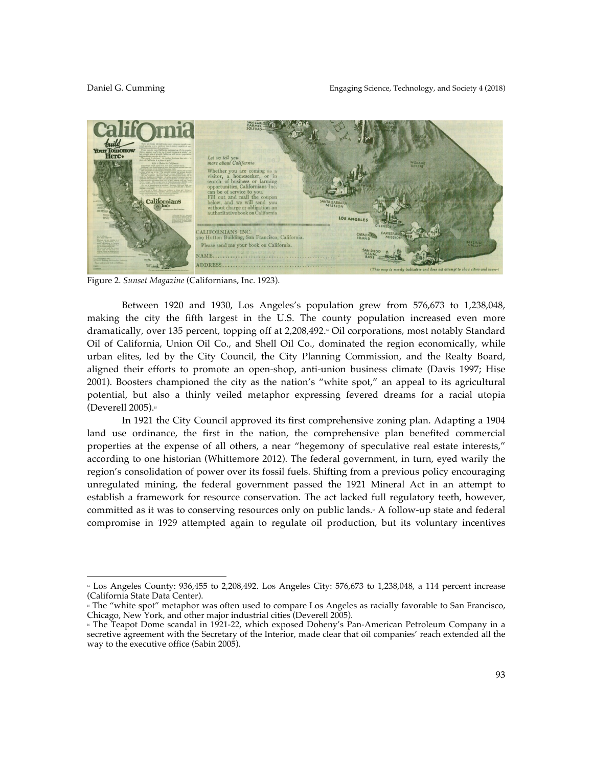Figure 2. *Sunset Magazine* (Californians, Inc. 1923).

Between 1920 and 1930, Los Angeles's population grew from 576,673 to 1,238,048, making the city the fifth largest in the U.S. The county population increased even more dramatically, over 135 percent, topping off at 2,208,492.[14] Oil corporations, most notably Standard Oil of California, Union Oil Co., and Shell Oil Co., dominated the region economically, while urban elites, led by the City Council, the City Planning Commission, and the Realty Board, aligned their efforts to promote an open-shop, anti-union business climate (Davis 1997; Hise 2001). Boosters championed the city as the nation's "white spot," an appeal to its agricultural potential, but also a thinly veiled metaphor expressing fevered dreams for a racial utopia (Deverell 2005).[15]

In 1921 the City Council approved its first comprehensive zoning plan. Adapting a 1904 land use ordinance, the first in the nation, the comprehensive plan benefited commercial properties at the expense of all others, a near "hegemony of speculative real estate interests," according to one historian (Whittemore 2012). The federal government, in turn, eyed warily the region's consolidation of power over its fossil fuels. Shifting from a previous policy encouraging unregulated mining, the federal government passed the 1921 Mineral Act in an attempt to establish a framework for resource conservation. The act lacked full regulatory teeth, however, committed as it was to conserving resources only on public lands.[16] A follow-up state and federal compromise in 1929 attempted again to regulate oil production, but its voluntary incentives

---

[14] Los Angeles County: 936,455 to 2,208,492. Los Angeles City: 576,673 to 1,238,048, a 114 percent increase (California State Data Center).

[15] The "white spot" metaphor was often used to compare Los Angeles as racially favorable to San Francisco, Chicago, New York, and other major industrial cities (Deverell 2005).

[16] The Teapot Dome scandal in 1921-22, which exposed Doheny's Pan-American Petroleum Company in a secretive agreement with the Secretary of the Interior, made clear that oil companies' reach extended all the way to the executive office (Sabin 2005).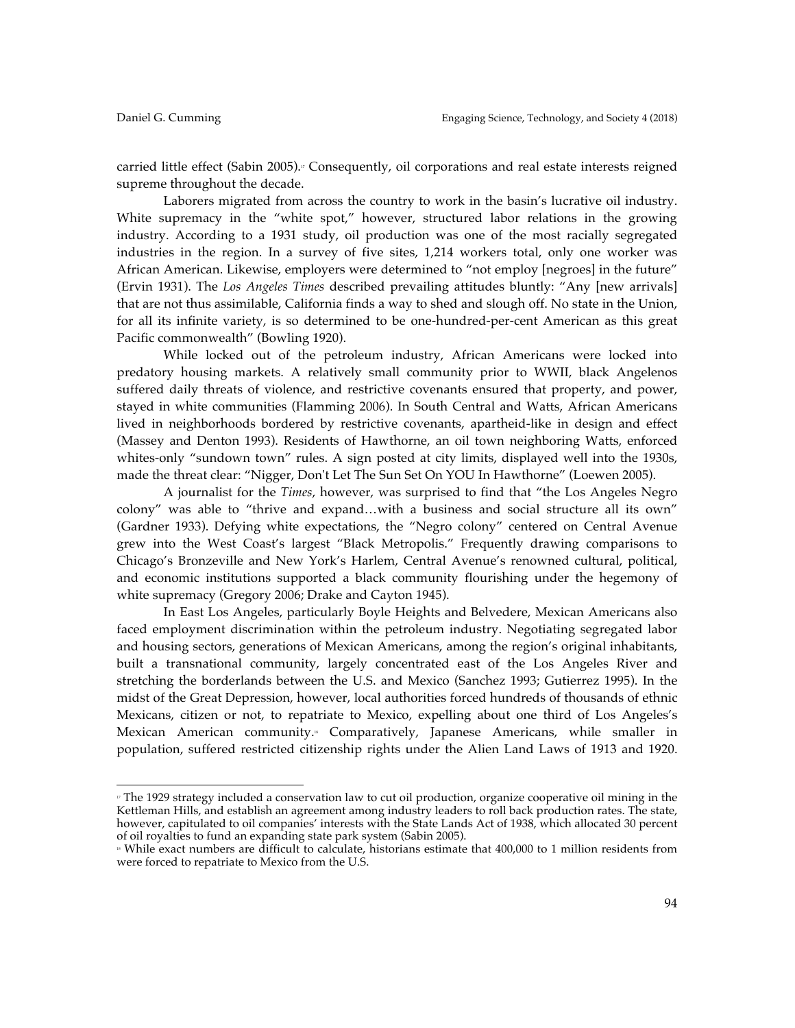carried little effect (Sabin 2005).[17] Consequently, oil corporations and real estate interests reigned supreme throughout the decade.

Laborers migrated from across the country to work in the basin's lucrative oil industry. White supremacy in the "white spot," however, structured labor relations in the growing industry. According to a 1931 study, oil production was one of the most racially segregated industries in the region. In a survey of five sites, 1,214 workers total, only one worker was African American. Likewise, employers were determined to "not employ [negroes] in the future" (Ervin 1931). The *Los Angeles Times* described prevailing attitudes bluntly: "Any [new arrivals] that are not thus assimilable, California finds a way to shed and slough off. No state in the Union, for all its infinite variety, is so determined to be one-hundred-per-cent American as this great Pacific commonwealth" (Bowling 1920).

While locked out of the petroleum industry, African Americans were locked into predatory housing markets. A relatively small community prior to WWII, black Angelenos suffered daily threats of violence, and restrictive covenants ensured that property, and power, stayed in white communities (Flamming 2006). In South Central and Watts, African Americans lived in neighborhoods bordered by restrictive covenants, apartheid-like in design and effect (Massey and Denton 1993). Residents of Hawthorne, an oil town neighboring Watts, enforced whites-only "sundown town" rules. A sign posted at city limits, displayed well into the 1930s, made the threat clear: "Nigger, Don't Let The Sun Set On YOU In Hawthorne" (Loewen 2005).

A journalist for the *Times*, however, was surprised to find that "the Los Angeles Negro colony" was able to "thrive and expand…with a business and social structure all its own" (Gardner 1933). Defying white expectations, the "Negro colony" centered on Central Avenue grew into the West Coast's largest "Black Metropolis." Frequently drawing comparisons to Chicago's Bronzeville and New York's Harlem, Central Avenue's renowned cultural, political, and economic institutions supported a black community flourishing under the hegemony of white supremacy (Gregory 2006; Drake and Cayton 1945).

In East Los Angeles, particularly Boyle Heights and Belvedere, Mexican Americans also faced employment discrimination within the petroleum industry. Negotiating segregated labor and housing sectors, generations of Mexican Americans, among the region's original inhabitants, built a transnational community, largely concentrated east of the Los Angeles River and stretching the borderlands between the U.S. and Mexico (Sanchez 1993; Gutierrez 1995). In the midst of the Great Depression, however, local authorities forced hundreds of thousands of ethnic Mexicans, citizen or not, to repatriate to Mexico, expelling about one third of Los Angeles's Mexican American community.[18] Comparatively, Japanese Americans, while smaller in population, suffered restricted citizenship rights under the Alien Land Laws of 1913 and 1920.

---

[17] The 1929 strategy included a conservation law to cut oil production, organize cooperative oil mining in the Kettleman Hills, and establish an agreement among industry leaders to roll back production rates. The state, however, capitulated to oil companies' interests with the State Lands Act of 1938, which allocated 30 percent of oil royalties to fund an expanding state park system (Sabin 2005).

[18] While exact numbers are difficult to calculate, historians estimate that 400,000 to 1 million residents from were forced to repatriate to Mexico from the U.S.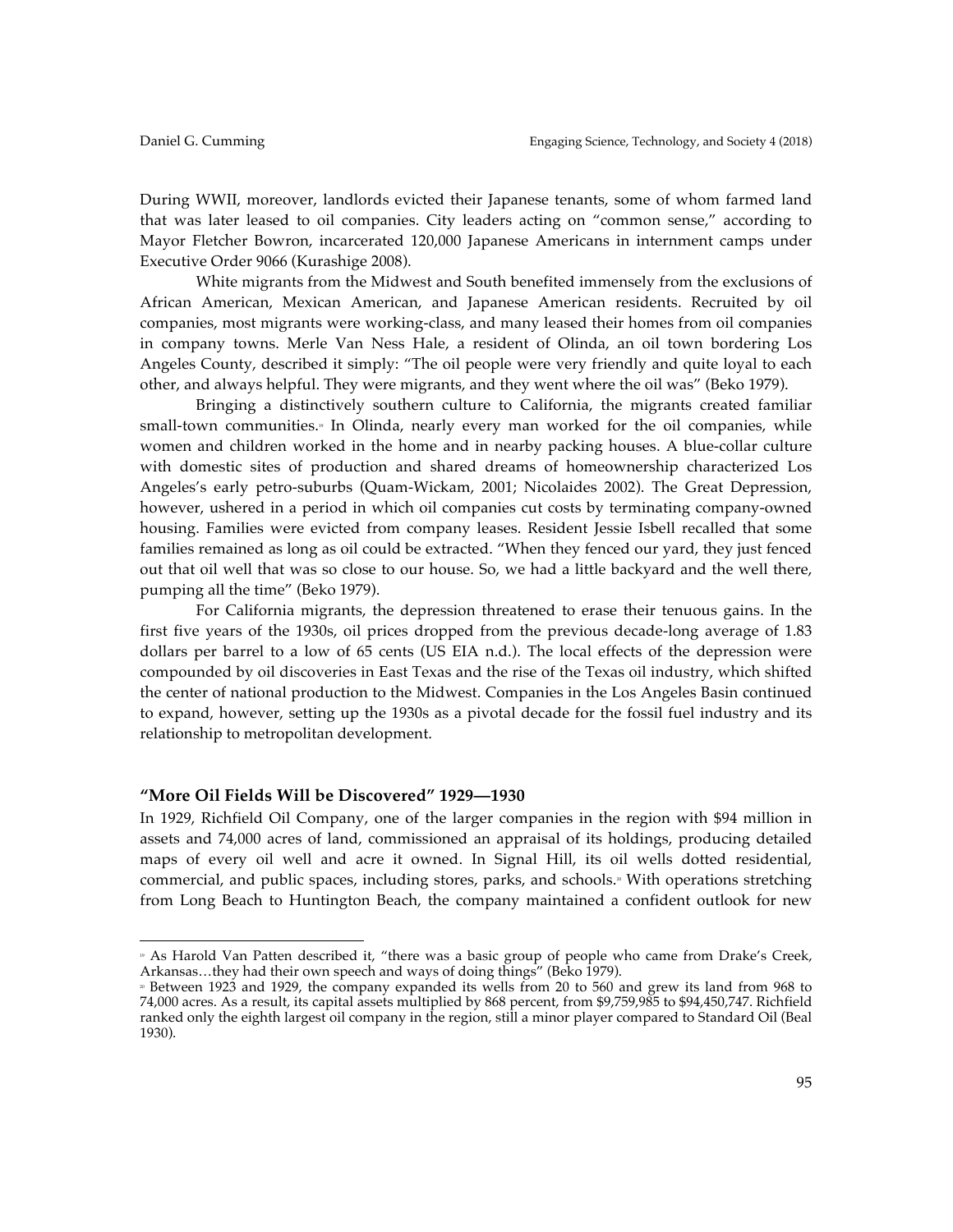During WWII, moreover, landlords evicted their Japanese tenants, some of whom farmed land that was later leased to oil companies. City leaders acting on "common sense," according to Mayor Fletcher Bowron, incarcerated 120,000 Japanese Americans in internment camps under Executive Order 9066 (Kurashige 2008).

White migrants from the Midwest and South benefited immensely from the exclusions of African American, Mexican American, and Japanese American residents. Recruited by oil companies, most migrants were working-class, and many leased their homes from oil companies in company towns. Merle Van Ness Hale, a resident of Olinda, an oil town bordering Los Angeles County, described it simply: "The oil people were very friendly and quite loyal to each other, and always helpful. They were migrants, and they went where the oil was" (Beko 1979).

Bringing a distinctively southern culture to California, the migrants created familiar small-town communities.[19] In Olinda, nearly every man worked for the oil companies, while women and children worked in the home and in nearby packing houses. A blue-collar culture with domestic sites of production and shared dreams of homeownership characterized Los Angeles's early petro-suburbs (Quam-Wickam, 2001; Nicolaides 2002). The Great Depression, however, ushered in a period in which oil companies cut costs by terminating company-owned housing. Families were evicted from company leases. Resident Jessie Isbell recalled that some families remained as long as oil could be extracted. "When they fenced our yard, they just fenced out that oil well that was so close to our house. So, we had a little backyard and the well there, pumping all the time" (Beko 1979).

For California migrants, the depression threatened to erase their tenuous gains. In the first five years of the 1930s, oil prices dropped from the previous decade-long average of 1.83 dollars per barrel to a low of 65 cents (US EIA n.d.). The local effects of the depression were compounded by oil discoveries in East Texas and the rise of the Texas oil industry, which shifted the center of national production to the Midwest. Companies in the Los Angeles Basin continued to expand, however, setting up the 1930s as a pivotal decade for the fossil fuel industry and its relationship to metropolitan development.

### "More Oil Fields Will be Discovered" 1929—1930

In 1929, Richfield Oil Company, one of the larger companies in the region with $94 million in assets and 74,000 acres of land, commissioned an appraisal of its holdings, producing detailed maps of every oil well and acre it owned. In Signal Hill, its oil wells dotted residential, commercial, and public spaces, including stores, parks, and schools.[20] With operations stretching from Long Beach to Huntington Beach, the company maintained a confident outlook for new

---

[19] As Harold Van Patten described it, "there was a basic group of people who came from Drake's Creek, Arkansas…they had their own speech and ways of doing things" (Beko 1979).

[20] Between 1923 and 1929, the company expanded its wells from 20 to 560 and grew its land from 968 to 74,000 acres. As a result, its capital assets multiplied by 868 percent, from $9,759,985 to $94,450,747. Richfield ranked only the eighth largest oil company in the region, still a minor player compared to Standard Oil (Beal 1930).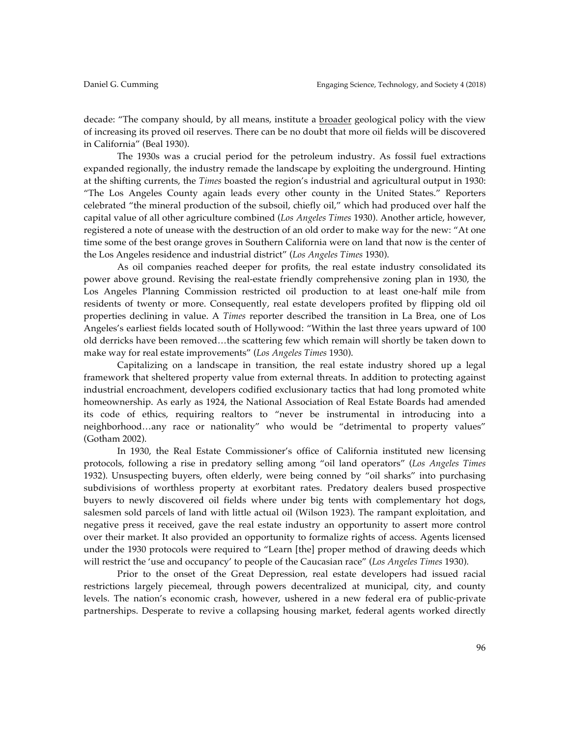decade: "The company should, by all means, institute a <u>broader</u> geological policy with the view of increasing its proved oil reserves. There can be no doubt that more oil fields will be discovered in California" (Beal 1930).

The 1930s was a crucial period for the petroleum industry. As fossil fuel extractions expanded regionally, the industry remade the landscape by exploiting the underground. Hinting at the shifting currents, the *Times* boasted the region's industrial and agricultural output in 1930: "The Los Angeles County again leads every other county in the United States." Reporters celebrated "the mineral production of the subsoil, chiefly oil," which had produced over half the capital value of all other agriculture combined (*Los Angeles Times* 1930). Another article, however, registered a note of unease with the destruction of an old order to make way for the new: "At one time some of the best orange groves in Southern California were on land that now is the center of the Los Angeles residence and industrial district" (*Los Angeles Times* 1930).

As oil companies reached deeper for profits, the real estate industry consolidated its power above ground. Revising the real-estate friendly comprehensive zoning plan in 1930, the Los Angeles Planning Commission restricted oil production to at least one-half mile from residents of twenty or more. Consequently, real estate developers profited by flipping old oil properties declining in value. A *Times* reporter described the transition in La Brea, one of Los Angeles's earliest fields located south of Hollywood: "Within the last three years upward of 100 old derricks have been removed…the scattering few which remain will shortly be taken down to make way for real estate improvements" (*Los Angeles Times* 1930).

Capitalizing on a landscape in transition, the real estate industry shored up a legal framework that sheltered property value from external threats. In addition to protecting against industrial encroachment, developers codified exclusionary tactics that had long promoted white homeownership. As early as 1924, the National Association of Real Estate Boards had amended its code of ethics, requiring realtors to "never be instrumental in introducing into a neighborhood…any race or nationality" who would be "detrimental to property values" (Gotham 2002).

In 1930, the Real Estate Commissioner's office of California instituted new licensing protocols, following a rise in predatory selling among "oil land operators" (*Los Angeles Times* 1932). Unsuspecting buyers, often elderly, were being conned by "oil sharks" into purchasing subdivisions of worthless property at exorbitant rates. Predatory dealers bused prospective buyers to newly discovered oil fields where under big tents with complementary hot dogs, salesmen sold parcels of land with little actual oil (Wilson 1923). The rampant exploitation, and negative press it received, gave the real estate industry an opportunity to assert more control over their market. It also provided an opportunity to formalize rights of access. Agents licensed under the 1930 protocols were required to "Learn [the] proper method of drawing deeds which will restrict the 'use and occupancy' to people of the Caucasian race" (*Los Angeles Times* 1930).

Prior to the onset of the Great Depression, real estate developers had issued racial restrictions largely piecemeal, through powers decentralized at municipal, city, and county levels. The nation's economic crash, however, ushered in a new federal era of public-private partnerships. Desperate to revive a collapsing housing market, federal agents worked directly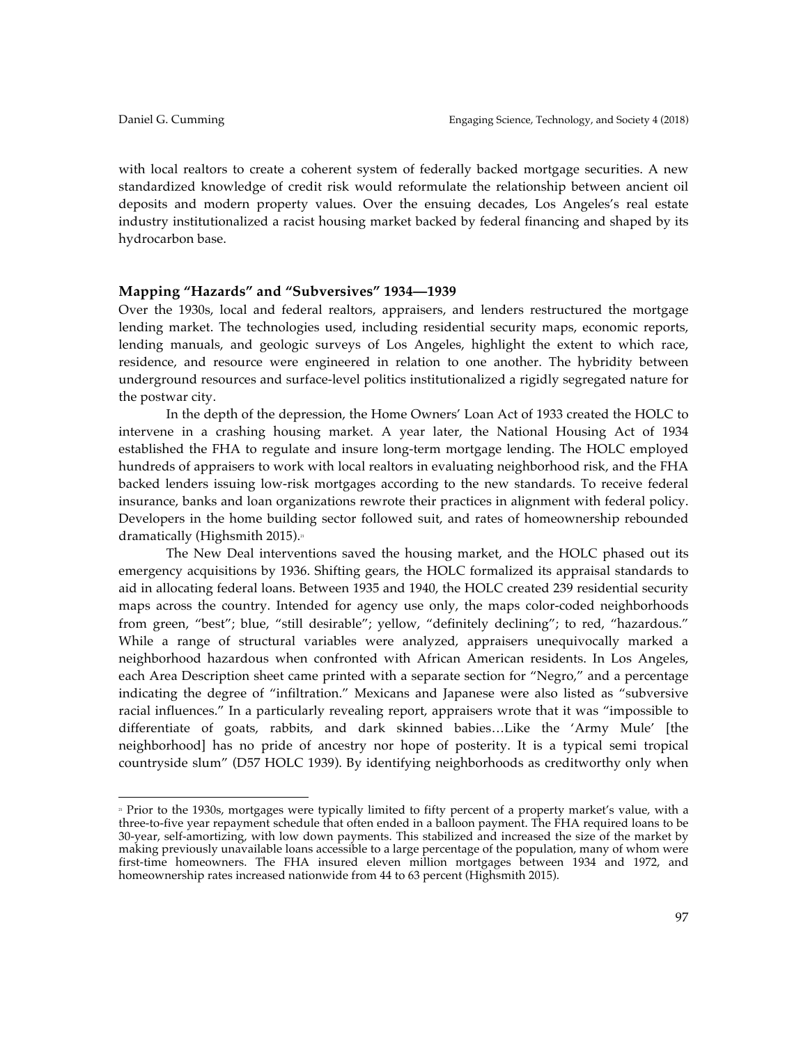with local realtors to create a coherent system of federally backed mortgage securities. A new standardized knowledge of credit risk would reformulate the relationship between ancient oil deposits and modern property values. Over the ensuing decades, Los Angeles's real estate industry institutionalized a racist housing market backed by federal financing and shaped by its hydrocarbon base.

## Mapping "Hazards" and "Subversives" 1934—1939

Over the 1930s, local and federal realtors, appraisers, and lenders restructured the mortgage lending market. The technologies used, including residential security maps, economic reports, lending manuals, and geologic surveys of Los Angeles, highlight the extent to which race, residence, and resource were engineered in relation to one another. The hybridity between underground resources and surface-level politics institutionalized a rigidly segregated nature for the postwar city.

In the depth of the depression, the Home Owners' Loan Act of 1933 created the HOLC to intervene in a crashing housing market. A year later, the National Housing Act of 1934 established the FHA to regulate and insure long-term mortgage lending. The HOLC employed hundreds of appraisers to work with local realtors in evaluating neighborhood risk, and the FHA backed lenders issuing low-risk mortgages according to the new standards. To receive federal insurance, banks and loan organizations rewrote their practices in alignment with federal policy. Developers in the home building sector followed suit, and rates of homeownership rebounded dramatically (Highsmith 2015).[21]

The New Deal interventions saved the housing market, and the HOLC phased out its emergency acquisitions by 1936. Shifting gears, the HOLC formalized its appraisal standards to aid in allocating federal loans. Between 1935 and 1940, the HOLC created 239 residential security maps across the country. Intended for agency use only, the maps color-coded neighborhoods from green, "best"; blue, "still desirable"; yellow, "definitely declining"; to red, "hazardous." While a range of structural variables were analyzed, appraisers unequivocally marked a neighborhood hazardous when confronted with African American residents. In Los Angeles, each Area Description sheet came printed with a separate section for "Negro," and a percentage indicating the degree of "infiltration." Mexicans and Japanese were also listed as "subversive racial influences." In a particularly revealing report, appraisers wrote that it was "impossible to differentiate of goats, rabbits, and dark skinned babies…Like the 'Army Mule' [the neighborhood] has no pride of ancestry nor hope of posterity. It is a typical semi tropical countryside slum" (D57 HOLC 1939). By identifying neighborhoods as creditworthy only when

---

[21] Prior to the 1930s, mortgages were typically limited to fifty percent of a property market's value, with a three-to-five year repayment schedule that often ended in a balloon payment. The FHA required loans to be 30-year, self-amortizing, with low down payments. This stabilized and increased the size of the market by making previously unavailable loans accessible to a large percentage of the population, many of whom were first-time homeowners. The FHA insured eleven million mortgages between 1934 and 1972, and homeownership rates increased nationwide from 44 to 63 percent (Highsmith 2015).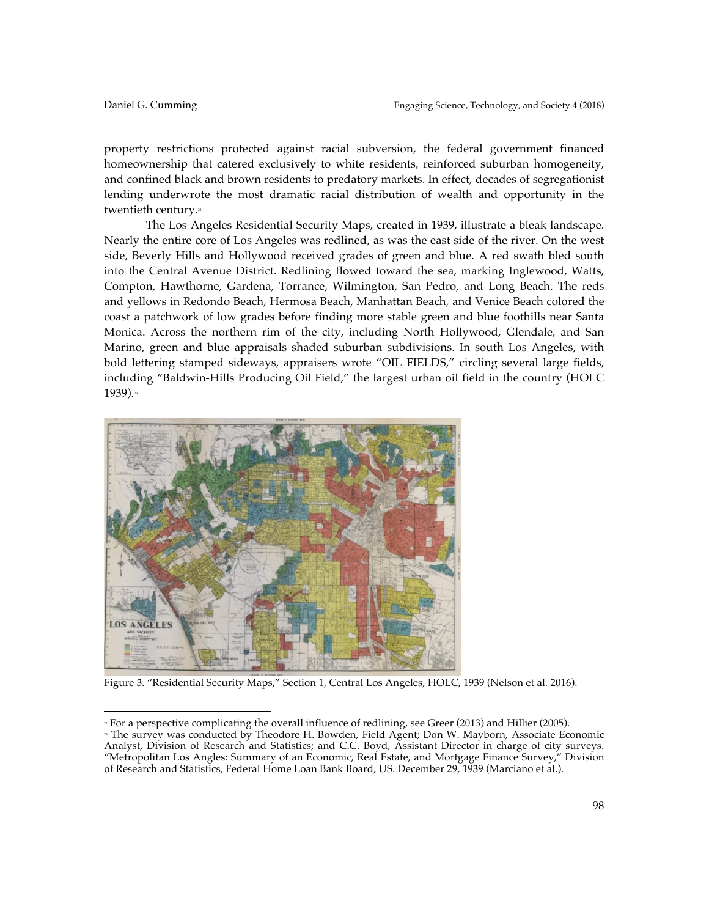property restrictions protected against racial subversion, the federal government financed homeownership that catered exclusively to white residents, reinforced suburban homogeneity, and confined black and brown residents to predatory markets. In effect, decades of segregationist lending underwrote the most dramatic racial distribution of wealth and opportunity in the twentieth century.[22]

The Los Angeles Residential Security Maps, created in 1939, illustrate a bleak landscape. Nearly the entire core of Los Angeles was redlined, as was the east side of the river. On the west side, Beverly Hills and Hollywood received grades of green and blue. A red swath bled south into the Central Avenue District. Redlining flowed toward the sea, marking Inglewood, Watts, Compton, Hawthorne, Gardena, Torrance, Wilmington, San Pedro, and Long Beach. The reds and yellows in Redondo Beach, Hermosa Beach, Manhattan Beach, and Venice Beach colored the coast a patchwork of low grades before finding more stable green and blue foothills near Santa Monica. Across the northern rim of the city, including North Hollywood, Glendale, and San Marino, green and blue appraisals shaded suburban subdivisions. In south Los Angeles, with bold lettering stamped sideways, appraisers wrote "OIL FIELDS," circling several large fields, including "Baldwin-Hills Producing Oil Field," the largest urban oil field in the country (HOLC 1939).[23]

Figure 3. "Residential Security Maps," Section 1, Central Los Angeles, HOLC, 1939 (Nelson et al. 2016).

---

[22] For a perspective complicating the overall influence of redlining, see Greer (2013) and Hillier (2005).

[23] The survey was conducted by Theodore H. Bowden, Field Agent; Don W. Mayborn, Associate Economic Analyst, Division of Research and Statistics; and C.C. Boyd, Assistant Director in charge of city surveys. "Metropolitan Los Angles: Summary of an Economic, Real Estate, and Mortgage Finance Survey," Division of Research and Statistics, Federal Home Loan Bank Board, US. December 29, 1939 (Marciano et al.).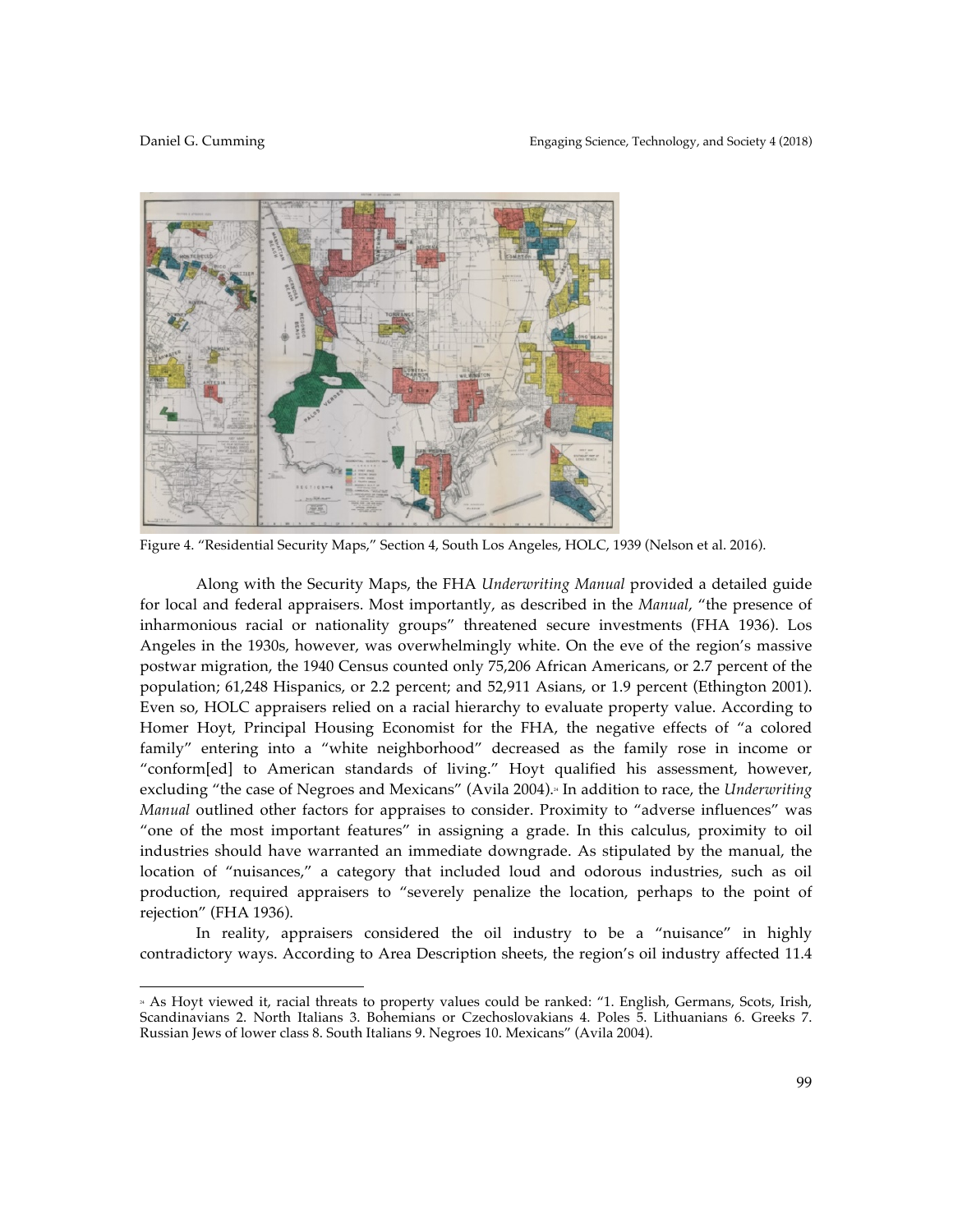Figure 4. "Residential Security Maps," Section 4, South Los Angeles, HOLC, 1939 (Nelson et al. 2016).

Along with the Security Maps, the FHA *Underwriting Manual* provided a detailed guide for local and federal appraisers. Most importantly, as described in the *Manual*, "the presence of inharmonious racial or nationality groups" threatened secure investments (FHA 1936). Los Angeles in the 1930s, however, was overwhelmingly white. On the eve of the region's massive postwar migration, the 1940 Census counted only 75,206 African Americans, or 2.7 percent of the population; 61,248 Hispanics, or 2.2 percent; and 52,911 Asians, or 1.9 percent (Ethington 2001). Even so, HOLC appraisers relied on a racial hierarchy to evaluate property value. According to Homer Hoyt, Principal Housing Economist for the FHA, the negative effects of "a colored family" entering into a "white neighborhood" decreased as the family rose in income or "conform[ed] to American standards of living." Hoyt qualified his assessment, however, excluding "the case of Negroes and Mexicans" (Avila 2004).[24] In addition to race, the *Underwriting Manual* outlined other factors for appraises to consider. Proximity to "adverse influences" was "one of the most important features" in assigning a grade. In this calculus, proximity to oil industries should have warranted an immediate downgrade. As stipulated by the manual, the location of "nuisances," a category that included loud and odorous industries, such as oil production, required appraisers to "severely penalize the location, perhaps to the point of rejection" (FHA 1936).

In reality, appraisers considered the oil industry to be a "nuisance" in highly contradictory ways. According to Area Description sheets, the region's oil industry affected 11.4

[24] As Hoyt viewed it, racial threats to property values could be ranked: "1. English, Germans, Scots, Irish, Scandinavians 2. North Italians 3. Bohemians or Czechoslovakians 4. Poles 5. Lithuanians 6. Greeks 7. Russian Jews of lower class 8. South Italians 9. Negroes 10. Mexicans" (Avila 2004).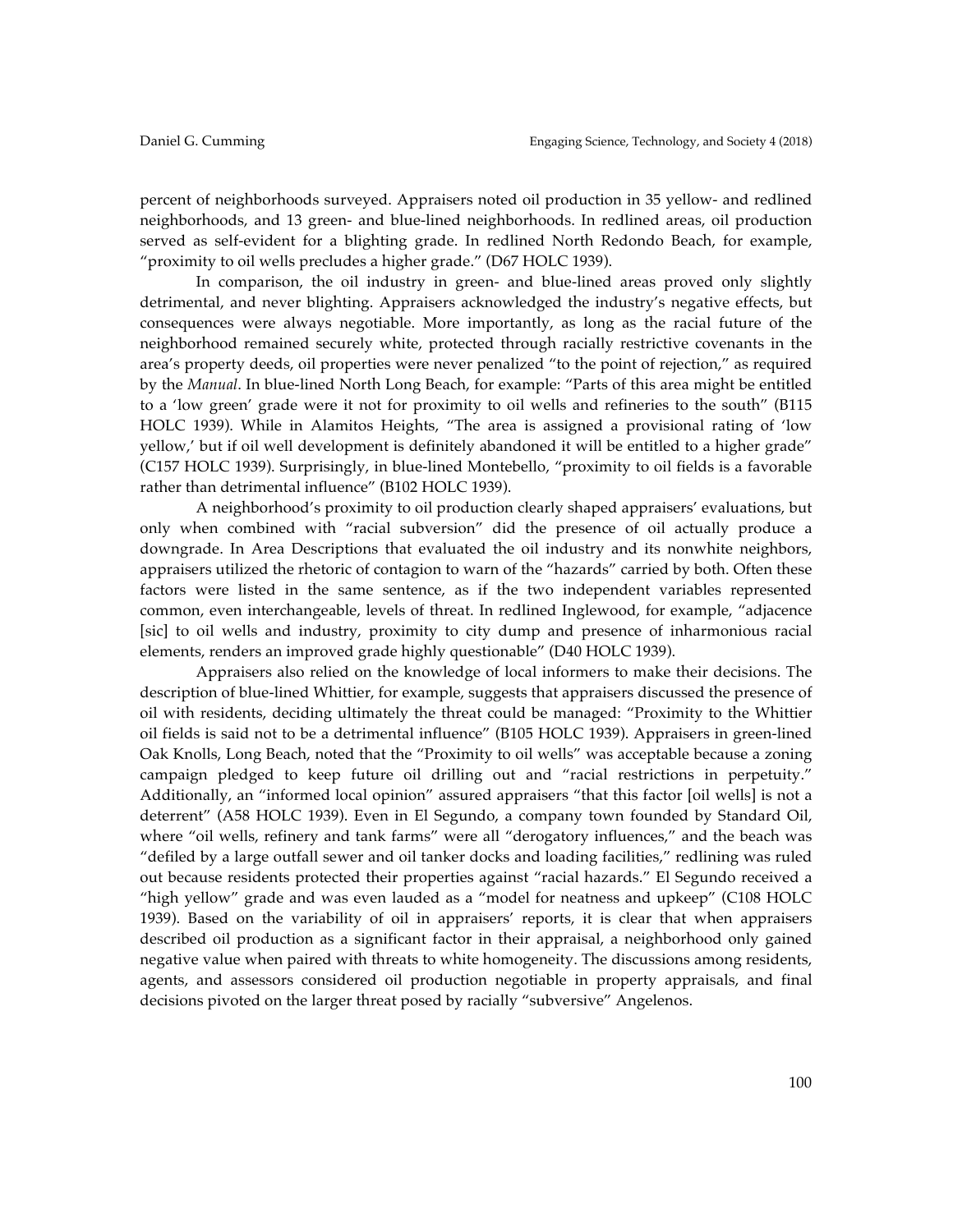percent of neighborhoods surveyed. Appraisers noted oil production in 35 yellow- and redlined neighborhoods, and 13 green- and blue-lined neighborhoods. In redlined areas, oil production served as self-evident for a blighting grade. In redlined North Redondo Beach, for example, "proximity to oil wells precludes a higher grade." (D67 HOLC 1939).

In comparison, the oil industry in green- and blue-lined areas proved only slightly detrimental, and never blighting. Appraisers acknowledged the industry's negative effects, but consequences were always negotiable. More importantly, as long as the racial future of the neighborhood remained securely white, protected through racially restrictive covenants in the area's property deeds, oil properties were never penalized "to the point of rejection," as required by the *Manual*. In blue-lined North Long Beach, for example: "Parts of this area might be entitled to a 'low green' grade were it not for proximity to oil wells and refineries to the south" (B115 HOLC 1939). While in Alamitos Heights, "The area is assigned a provisional rating of 'low yellow,' but if oil well development is definitely abandoned it will be entitled to a higher grade" (C157 HOLC 1939). Surprisingly, in blue-lined Montebello, "proximity to oil fields is a favorable rather than detrimental influence" (B102 HOLC 1939).

A neighborhood's proximity to oil production clearly shaped appraisers' evaluations, but only when combined with "racial subversion" did the presence of oil actually produce a downgrade. In Area Descriptions that evaluated the oil industry and its nonwhite neighbors, appraisers utilized the rhetoric of contagion to warn of the "hazards" carried by both. Often these factors were listed in the same sentence, as if the two independent variables represented common, even interchangeable, levels of threat. In redlined Inglewood, for example, "adjacence [sic] to oil wells and industry, proximity to city dump and presence of inharmonious racial elements, renders an improved grade highly questionable" (D40 HOLC 1939).

Appraisers also relied on the knowledge of local informers to make their decisions. The description of blue-lined Whittier, for example, suggests that appraisers discussed the presence of oil with residents, deciding ultimately the threat could be managed: "Proximity to the Whittier oil fields is said not to be a detrimental influence" (B105 HOLC 1939). Appraisers in green-lined Oak Knolls, Long Beach, noted that the "Proximity to oil wells" was acceptable because a zoning campaign pledged to keep future oil drilling out and "racial restrictions in perpetuity." Additionally, an "informed local opinion" assured appraisers "that this factor [oil wells] is not a deterrent" (A58 HOLC 1939). Even in El Segundo, a company town founded by Standard Oil, where "oil wells, refinery and tank farms" were all "derogatory influences," and the beach was "defiled by a large outfall sewer and oil tanker docks and loading facilities," redlining was ruled out because residents protected their properties against "racial hazards." El Segundo received a "high yellow" grade and was even lauded as a "model for neatness and upkeep" (C108 HOLC 1939). Based on the variability of oil in appraisers' reports, it is clear that when appraisers described oil production as a significant factor in their appraisal, a neighborhood only gained negative value when paired with threats to white homogeneity. The discussions among residents, agents, and assessors considered oil production negotiable in property appraisals, and final decisions pivoted on the larger threat posed by racially "subversive" Angelenos.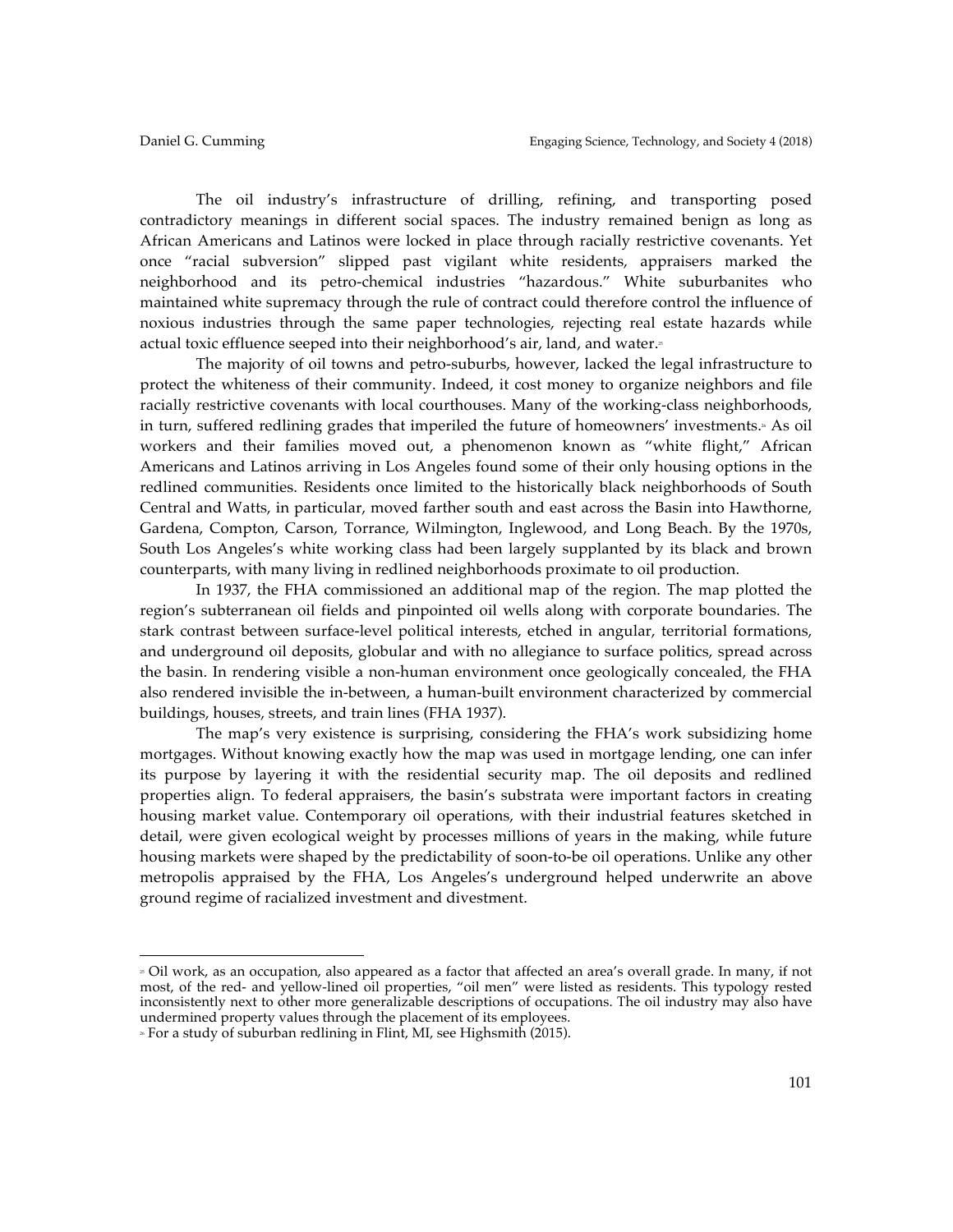The oil industry's infrastructure of drilling, refining, and transporting posed contradictory meanings in different social spaces. The industry remained benign as long as African Americans and Latinos were locked in place through racially restrictive covenants. Yet once "racial subversion" slipped past vigilant white residents, appraisers marked the neighborhood and its petro-chemical industries "hazardous." White suburbanites who maintained white supremacy through the rule of contract could therefore control the influence of noxious industries through the same paper technologies, rejecting real estate hazards while actual toxic effluence seeped into their neighborhood's air, land, and water.[25]

The majority of oil towns and petro-suburbs, however, lacked the legal infrastructure to protect the whiteness of their community. Indeed, it cost money to organize neighbors and file racially restrictive covenants with local courthouses. Many of the working-class neighborhoods, in turn, suffered redlining grades that imperiled the future of homeowners' investments.[26] As oil workers and their families moved out, a phenomenon known as "white flight," African Americans and Latinos arriving in Los Angeles found some of their only housing options in the redlined communities. Residents once limited to the historically black neighborhoods of South Central and Watts, in particular, moved farther south and east across the Basin into Hawthorne, Gardena, Compton, Carson, Torrance, Wilmington, Inglewood, and Long Beach. By the 1970s, South Los Angeles's white working class had been largely supplanted by its black and brown counterparts, with many living in redlined neighborhoods proximate to oil production.

In 1937, the FHA commissioned an additional map of the region. The map plotted the region's subterranean oil fields and pinpointed oil wells along with corporate boundaries. The stark contrast between surface-level political interests, etched in angular, territorial formations, and underground oil deposits, globular and with no allegiance to surface politics, spread across the basin. In rendering visible a non-human environment once geologically concealed, the FHA also rendered invisible the in-between, a human-built environment characterized by commercial buildings, houses, streets, and train lines (FHA 1937).

The map's very existence is surprising, considering the FHA's work subsidizing home mortgages. Without knowing exactly how the map was used in mortgage lending, one can infer its purpose by layering it with the residential security map. The oil deposits and redlined properties align. To federal appraisers, the basin's substrata were important factors in creating housing market value. Contemporary oil operations, with their industrial features sketched in detail, were given ecological weight by processes millions of years in the making, while future housing markets were shaped by the predictability of soon-to-be oil operations. Unlike any other metropolis appraised by the FHA, Los Angeles's underground helped underwrite an above ground regime of racialized investment and divestment.

---

[25] Oil work, as an occupation, also appeared as a factor that affected an area's overall grade. In many, if not most, of the red- and yellow-lined oil properties, "oil men" were listed as residents. This typology rested inconsistently next to other more generalizable descriptions of occupations. The oil industry may also have undermined property values through the placement of its employees.

[26] For a study of suburban redlining in Flint, MI, see Highsmith (2015).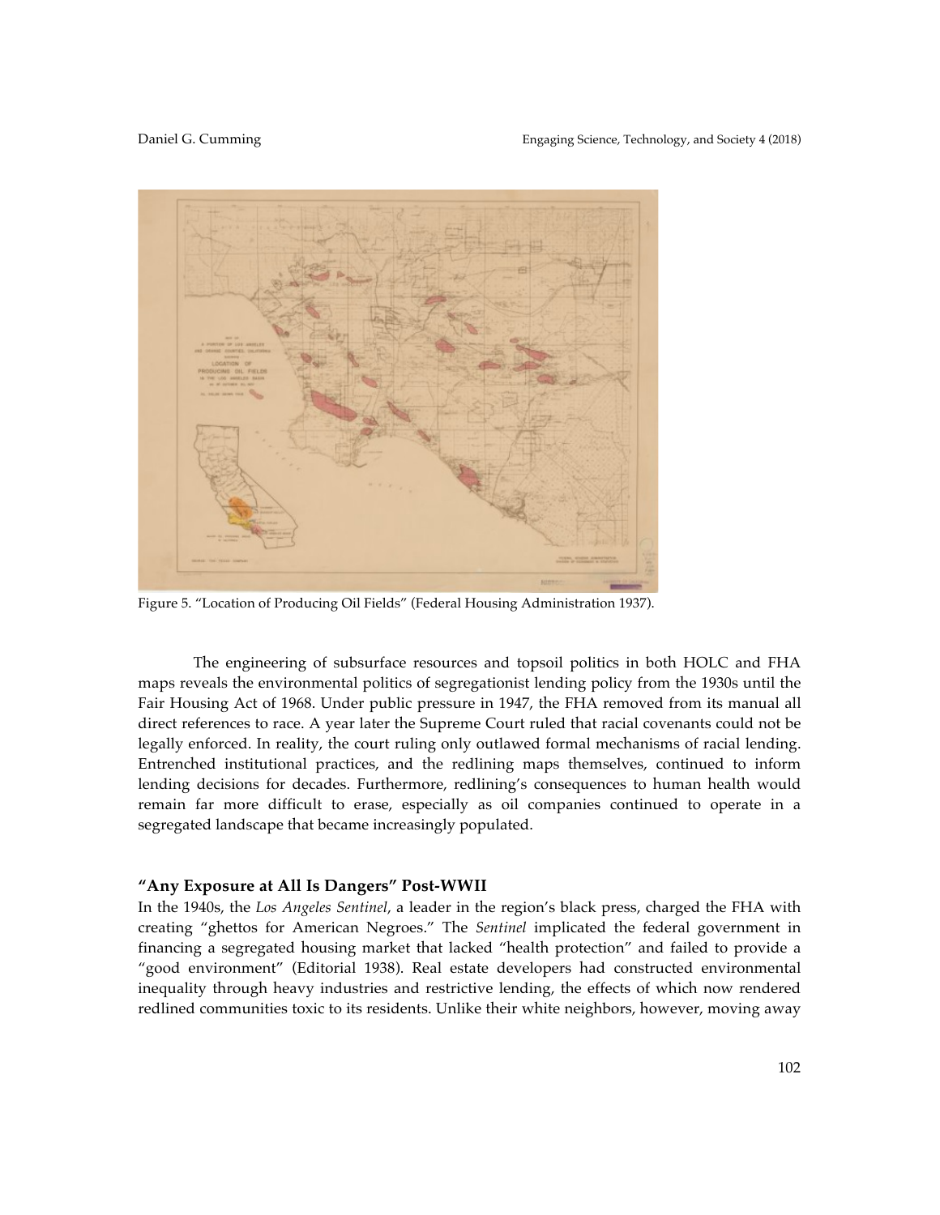Figure 5. "Location of Producing Oil Fields" (Federal Housing Administration 1937).

The engineering of subsurface resources and topsoil politics in both HOLC and FHA maps reveals the environmental politics of segregationist lending policy from the 1930s until the Fair Housing Act of 1968. Under public pressure in 1947, the FHA removed from its manual all direct references to race. A year later the Supreme Court ruled that racial covenants could not be legally enforced. In reality, the court ruling only outlawed formal mechanisms of racial lending. Entrenched institutional practices, and the redlining maps themselves, continued to inform lending decisions for decades. Furthermore, redlining's consequences to human health would remain far more difficult to erase, especially as oil companies continued to operate in a segregated landscape that became increasingly populated.

### "Any Exposure at All Is Dangers" Post-WWII

In the 1940s, the *Los Angeles Sentinel*, a leader in the region's black press, charged the FHA with creating "ghettos for American Negroes." The *Sentinel* implicated the federal government in financing a segregated housing market that lacked "health protection" and failed to provide a "good environment" (Editorial 1938). Real estate developers had constructed environmental inequality through heavy industries and restrictive lending, the effects of which now rendered redlined communities toxic to its residents. Unlike their white neighbors, however, moving away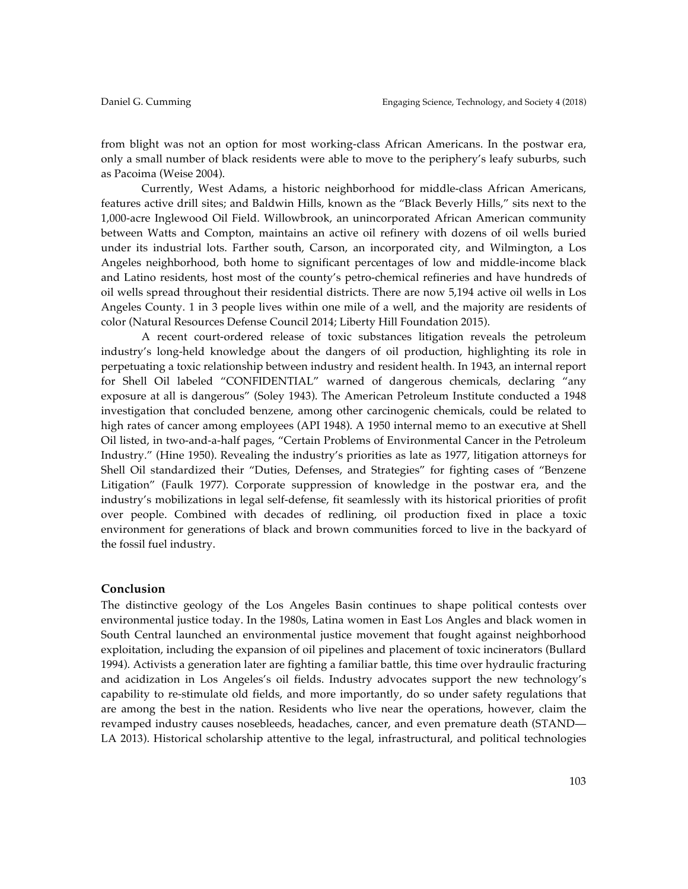from blight was not an option for most working-class African Americans. In the postwar era, only a small number of black residents were able to move to the periphery's leafy suburbs, such as Pacoima (Weise 2004).

Currently, West Adams, a historic neighborhood for middle-class African Americans, features active drill sites; and Baldwin Hills, known as the "Black Beverly Hills," sits next to the 1,000-acre Inglewood Oil Field. Willowbrook, an unincorporated African American community between Watts and Compton, maintains an active oil refinery with dozens of oil wells buried under its industrial lots. Farther south, Carson, an incorporated city, and Wilmington, a Los Angeles neighborhood, both home to significant percentages of low and middle-income black and Latino residents, host most of the county's petro-chemical refineries and have hundreds of oil wells spread throughout their residential districts. There are now 5,194 active oil wells in Los Angeles County. 1 in 3 people lives within one mile of a well, and the majority are residents of color (Natural Resources Defense Council 2014; Liberty Hill Foundation 2015).

A recent court-ordered release of toxic substances litigation reveals the petroleum industry's long-held knowledge about the dangers of oil production, highlighting its role in perpetuating a toxic relationship between industry and resident health. In 1943, an internal report for Shell Oil labeled "CONFIDENTIAL" warned of dangerous chemicals, declaring "any exposure at all is dangerous" (Soley 1943). The American Petroleum Institute conducted a 1948 investigation that concluded benzene, among other carcinogenic chemicals, could be related to high rates of cancer among employees (API 1948). A 1950 internal memo to an executive at Shell Oil listed, in two-and-a-half pages, "Certain Problems of Environmental Cancer in the Petroleum Industry." (Hine 1950). Revealing the industry's priorities as late as 1977, litigation attorneys for Shell Oil standardized their "Duties, Defenses, and Strategies" for fighting cases of "Benzene Litigation" (Faulk 1977). Corporate suppression of knowledge in the postwar era, and the industry's mobilizations in legal self-defense, fit seamlessly with its historical priorities of profit over people. Combined with decades of redlining, oil production fixed in place a toxic environment for generations of black and brown communities forced to live in the backyard of the fossil fuel industry.

## Conclusion

The distinctive geology of the Los Angeles Basin continues to shape political contests over environmental justice today. In the 1980s, Latina women in East Los Angles and black women in South Central launched an environmental justice movement that fought against neighborhood exploitation, including the expansion of oil pipelines and placement of toxic incinerators (Bullard 1994). Activists a generation later are fighting a familiar battle, this time over hydraulic fracturing and acidization in Los Angeles's oil fields. Industry advocates support the new technology's capability to re-stimulate old fields, and more importantly, do so under safety regulations that are among the best in the nation. Residents who live near the operations, however, claim the revamped industry causes nosebleeds, headaches, cancer, and even premature death (STAND—LA 2013). Historical scholarship attentive to the legal, infrastructural, and political technologies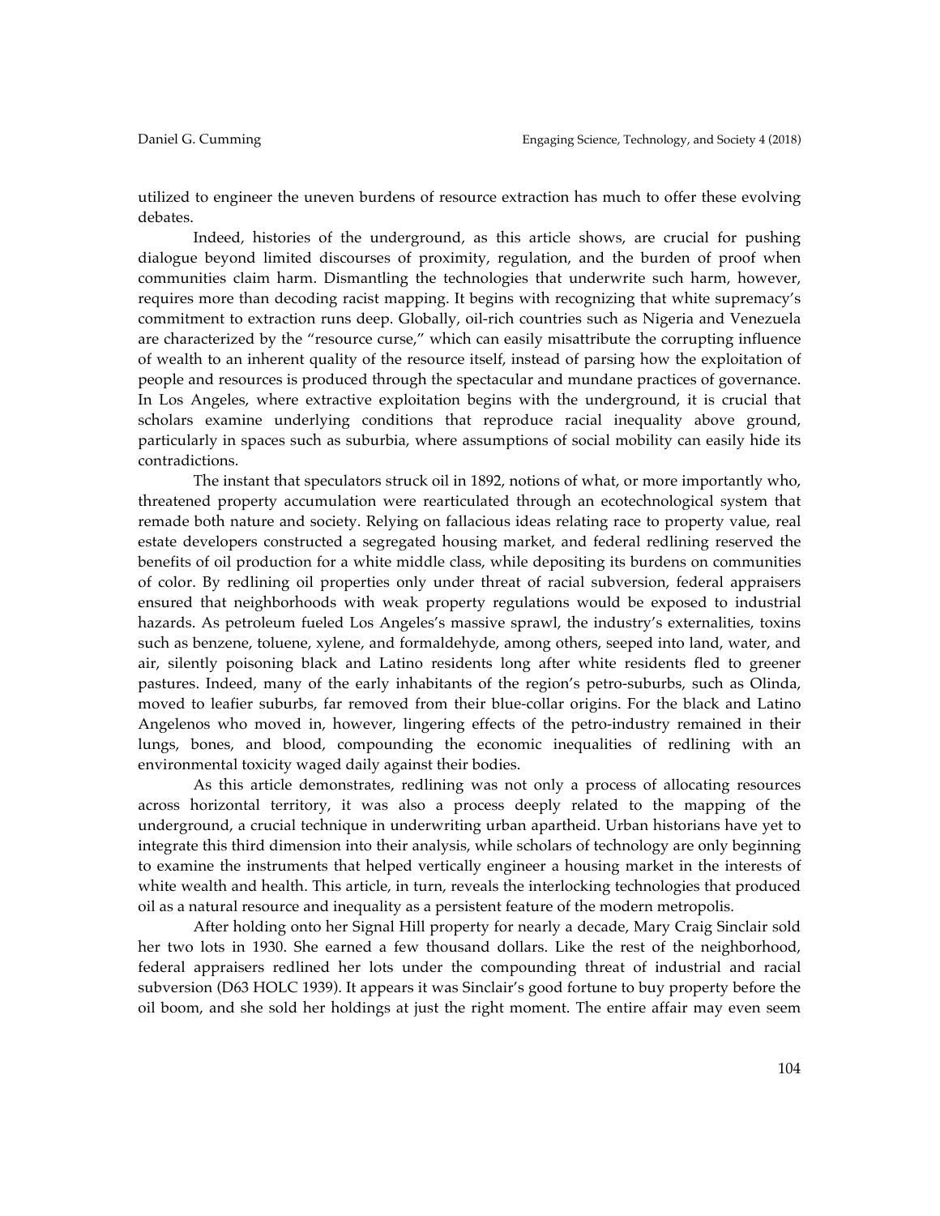utilized to engineer the uneven burdens of resource extraction has much to offer these evolving debates.

Indeed, histories of the underground, as this article shows, are crucial for pushing dialogue beyond limited discourses of proximity, regulation, and the burden of proof when communities claim harm. Dismantling the technologies that underwrite such harm, however, requires more than decoding racist mapping. It begins with recognizing that white supremacy's commitment to extraction runs deep. Globally, oil-rich countries such as Nigeria and Venezuela are characterized by the "resource curse," which can easily misattribute the corrupting influence of wealth to an inherent quality of the resource itself, instead of parsing how the exploitation of people and resources is produced through the spectacular and mundane practices of governance. In Los Angeles, where extractive exploitation begins with the underground, it is crucial that scholars examine underlying conditions that reproduce racial inequality above ground, particularly in spaces such as suburbia, where assumptions of social mobility can easily hide its contradictions.

The instant that speculators struck oil in 1892, notions of what, or more importantly who, threatened property accumulation were rearticulated through an ecotechnological system that remade both nature and society. Relying on fallacious ideas relating race to property value, real estate developers constructed a segregated housing market, and federal redlining reserved the benefits of oil production for a white middle class, while depositing its burdens on communities of color. By redlining oil properties only under threat of racial subversion, federal appraisers ensured that neighborhoods with weak property regulations would be exposed to industrial hazards. As petroleum fueled Los Angeles's massive sprawl, the industry's externalities, toxins such as benzene, toluene, xylene, and formaldehyde, among others, seeped into land, water, and air, silently poisoning black and Latino residents long after white residents fled to greener pastures. Indeed, many of the early inhabitants of the region's petro-suburbs, such as Olinda, moved to leafier suburbs, far removed from their blue-collar origins. For the black and Latino Angelenos who moved in, however, lingering effects of the petro-industry remained in their lungs, bones, and blood, compounding the economic inequalities of redlining with an environmental toxicity waged daily against their bodies.

As this article demonstrates, redlining was not only a process of allocating resources across horizontal territory, it was also a process deeply related to the mapping of the underground, a crucial technique in underwriting urban apartheid. Urban historians have yet to integrate this third dimension into their analysis, while scholars of technology are only beginning to examine the instruments that helped vertically engineer a housing market in the interests of white wealth and health. This article, in turn, reveals the interlocking technologies that produced oil as a natural resource and inequality as a persistent feature of the modern metropolis.

After holding onto her Signal Hill property for nearly a decade, Mary Craig Sinclair sold her two lots in 1930. She earned a few thousand dollars. Like the rest of the neighborhood, federal appraisers redlined her lots under the compounding threat of industrial and racial subversion (D63 HOLC 1939). It appears it was Sinclair's good fortune to buy property before the oil boom, and she sold her holdings at just the right moment. The entire affair may even seem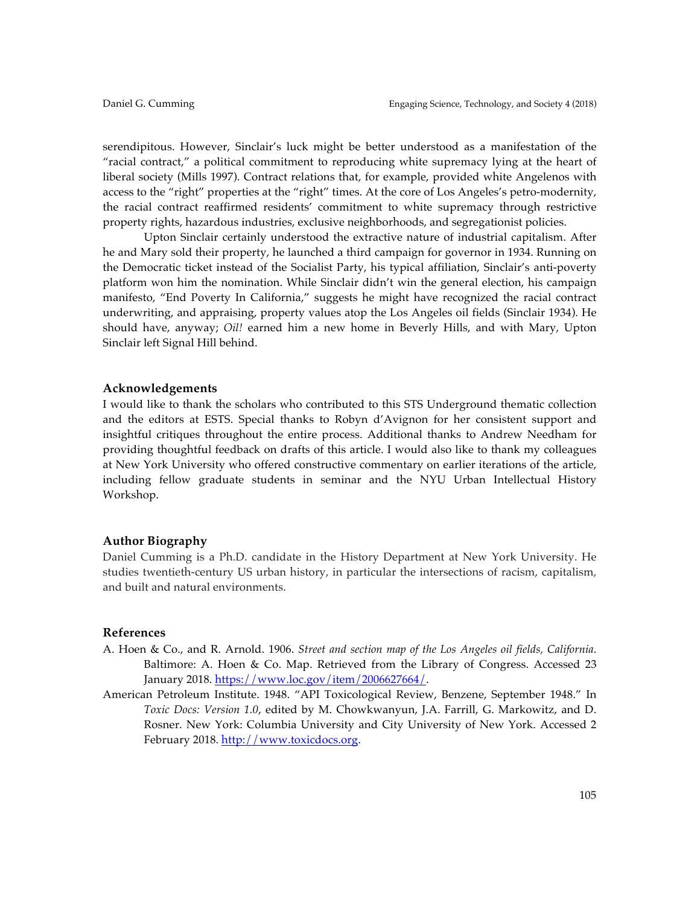serendipitous. However, Sinclair's luck might be better understood as a manifestation of the "racial contract," a political commitment to reproducing white supremacy lying at the heart of liberal society (Mills 1997). Contract relations that, for example, provided white Angelenos with access to the "right" properties at the "right" times. At the core of Los Angeles's petro-modernity, the racial contract reaffirmed residents' commitment to white supremacy through restrictive property rights, hazardous industries, exclusive neighborhoods, and segregationist policies.

Upton Sinclair certainly understood the extractive nature of industrial capitalism. After he and Mary sold their property, he launched a third campaign for governor in 1934. Running on the Democratic ticket instead of the Socialist Party, his typical affiliation, Sinclair's anti-poverty platform won him the nomination. While Sinclair didn't win the general election, his campaign manifesto, "End Poverty In California," suggests he might have recognized the racial contract underwriting, and appraising, property values atop the Los Angeles oil fields (Sinclair 1934). He should have, anyway; *Oil!* earned him a new home in Beverly Hills, and with Mary, Upton Sinclair left Signal Hill behind.

## Acknowledgements

I would like to thank the scholars who contributed to this STS Underground thematic collection and the editors at ESTS. Special thanks to Robyn d'Avignon for her consistent support and insightful critiques throughout the entire process. Additional thanks to Andrew Needham for providing thoughtful feedback on drafts of this article. I would also like to thank my colleagues at New York University who offered constructive commentary on earlier iterations of the article, including fellow graduate students in seminar and the NYU Urban Intellectual History Workshop.

## Author Biography

Daniel Cumming is a Ph.D. candidate in the History Department at New York University. He studies twentieth-century US urban history, in particular the intersections of racism, capitalism, and built and natural environments.

## References

A. Hoen & Co., and R. Arnold. 1906. *Street and section map of the Los Angeles oil fields, California*. Baltimore: A. Hoen & Co. Map. Retrieved from the Library of Congress. Accessed 23 January 2018. https://www.loc.gov/item/2006627664/.

American Petroleum Institute. 1948. "API Toxicological Review, Benzene, September 1948." In *Toxic Docs: Version 1.0*, edited by M. Chowkwanyun, J.A. Farrill, G. Markowitz, and D. Rosner. New York: Columbia University and City University of New York. Accessed 2 February 2018. http://www.toxicdocs.org.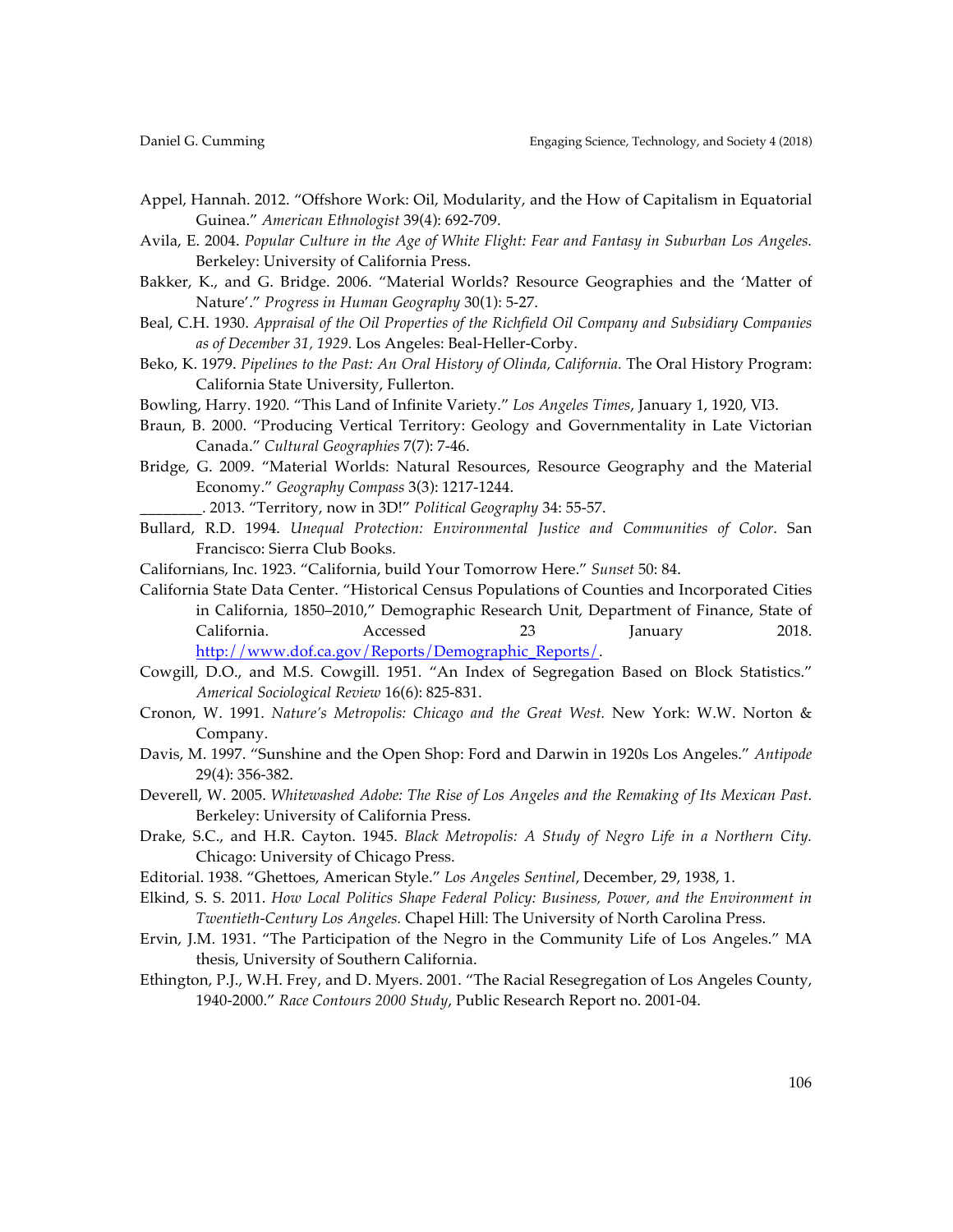Appel, Hannah. 2012. "Offshore Work: Oil, Modularity, and the How of Capitalism in Equatorial Guinea." *American Ethnologist* 39(4): 692-709.

Avila, E. 2004. *Popular Culture in the Age of White Flight: Fear and Fantasy in Suburban Los Angeles.* Berkeley: University of California Press.

Bakker, K., and G. Bridge. 2006. "Material Worlds? Resource Geographies and the 'Matter of Nature'." *Progress in Human Geography* 30(1): 5-27.

Beal, C.H. 1930. *Appraisal of the Oil Properties of the Richfield Oil Company and Subsidiary Companies as of December 31, 1929.* Los Angeles: Beal-Heller-Corby.

Beko, K. 1979. *Pipelines to the Past: An Oral History of Olinda, California.* The Oral History Program: California State University, Fullerton.

Bowling, Harry. 1920. "This Land of Infinite Variety." *Los Angeles Times*, January 1, 1920, VI3.

Braun, B. 2000. "Producing Vertical Territory: Geology and Governmentality in Late Victorian Canada." *Cultural Geographies* 7(7): 7-46.

Bridge, G. 2009. "Material Worlds: Natural Resources, Resource Geography and the Material Economy." *Geography Compass* 3(3): 1217-1244.

________. 2013. "Territory, now in 3D!" *Political Geography* 34: 55-57.

Bullard, R.D. 1994. *Unequal Protection: Environmental Justice and Communities of Color*. San Francisco: Sierra Club Books.

Californians, Inc. 1923. "California, build Your Tomorrow Here." *Sunset* 50: 84.

California State Data Center. "Historical Census Populations of Counties and Incorporated Cities in California, 1850–2010," Demographic Research Unit, Department of Finance, State of California. Accessed 23 January 2018. http://www.dof.ca.gov/Reports/Demographic_Reports/.

Cowgill, D.O., and M.S. Cowgill. 1951. "An Index of Segregation Based on Block Statistics." *Americal Sociological Review* 16(6): 825-831.

Cronon, W. 1991. *Nature's Metropolis: Chicago and the Great West.* New York: W.W. Norton & Company.

Davis, M. 1997. "Sunshine and the Open Shop: Ford and Darwin in 1920s Los Angeles." *Antipode* 29(4): 356-382.

Deverell, W. 2005. *Whitewashed Adobe: The Rise of Los Angeles and the Remaking of Its Mexican Past.* Berkeley: University of California Press.

Drake, S.C., and H.R. Cayton. 1945. *Black Metropolis: A Study of Negro Life in a Northern City.* Chicago: University of Chicago Press.

Editorial. 1938. "Ghettoes, American Style." *Los Angeles Sentinel*, December, 29, 1938, 1.

Elkind, S. S. 2011. *How Local Politics Shape Federal Policy: Business, Power, and the Environment in Twentieth-Century Los Angeles.* Chapel Hill: The University of North Carolina Press.

Ervin, J.M. 1931. "The Participation of the Negro in the Community Life of Los Angeles." MA thesis, University of Southern California.

Ethington, P.J., W.H. Frey, and D. Myers. 2001. "The Racial Resegregation of Los Angeles County, 1940-2000." *Race Contours 2000 Study*, Public Research Report no. 2001-04.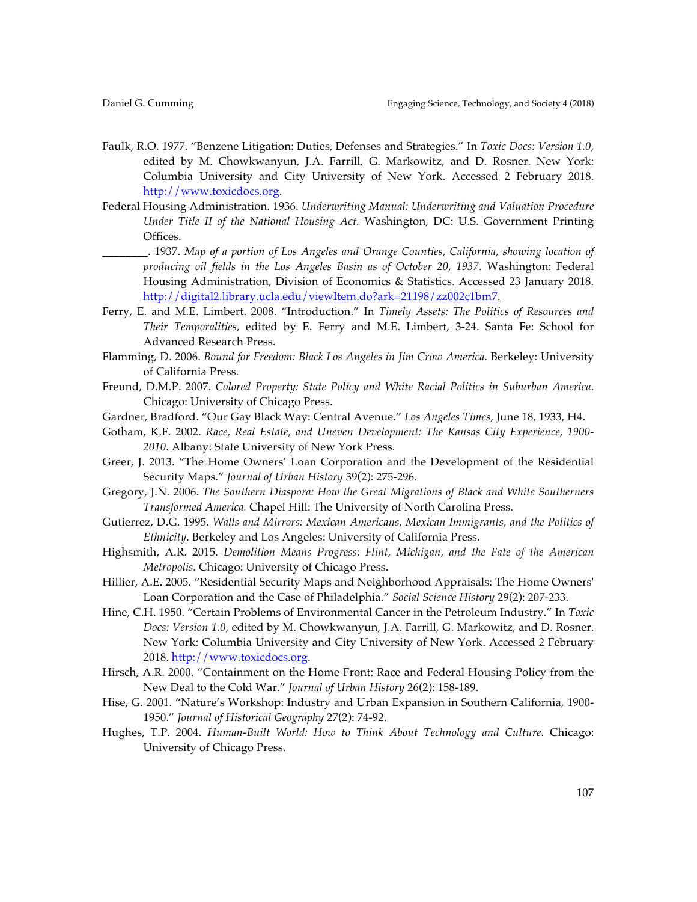Faulk, R.O. 1977. "Benzene Litigation: Duties, Defenses and Strategies." In *Toxic Docs: Version 1.0*, edited by M. Chowkwanyun, J.A. Farrill, G. Markowitz, and D. Rosner. New York: Columbia University and City University of New York. Accessed 2 February 2018. http://www.toxicdocs.org.

Federal Housing Administration. 1936. *Underwriting Manual: Underwriting and Valuation Procedure Under Title II of the National Housing Act.* Washington, DC: U.S. Government Printing Offices.

________. 1937. *Map of a portion of Los Angeles and Orange Counties, California, showing location of producing oil fields in the Los Angeles Basin as of October 20, 1937.* Washington: Federal Housing Administration, Division of Economics & Statistics. Accessed 23 January 2018. http://digital2.library.ucla.edu/viewItem.do?ark=21198/zz002c1bm7.

Ferry, E. and M.E. Limbert. 2008. "Introduction." In *Timely Assets: The Politics of Resources and Their Temporalities*, edited by E. Ferry and M.E. Limbert, 3-24. Santa Fe: School for Advanced Research Press.

Flamming, D. 2006. *Bound for Freedom: Black Los Angeles in Jim Crow America.* Berkeley: University of California Press.

Freund, D.M.P. 2007. *Colored Property: State Policy and White Racial Politics in Suburban America*. Chicago: University of Chicago Press.

Gardner, Bradford. "Our Gay Black Way: Central Avenue." *Los Angeles Times*, June 18, 1933, H4.

Gotham, K.F. 2002. *Race, Real Estate, and Uneven Development: The Kansas City Experience, 1900-2010.* Albany: State University of New York Press.

Greer, J. 2013. "The Home Owners' Loan Corporation and the Development of the Residential Security Maps." *Journal of Urban History* 39(2): 275-296.

Gregory, J.N. 2006. *The Southern Diaspora: How the Great Migrations of Black and White Southerners Transformed America.* Chapel Hill: The University of North Carolina Press.

Gutierrez, D.G. 1995. *Walls and Mirrors: Mexican Americans, Mexican Immigrants, and the Politics of Ethnicity.* Berkeley and Los Angeles: University of California Press.

Highsmith, A.R. 2015. *Demolition Means Progress: Flint, Michigan, and the Fate of the American Metropolis.* Chicago: University of Chicago Press.

Hillier, A.E. 2005. "Residential Security Maps and Neighborhood Appraisals: The Home Owners' Loan Corporation and the Case of Philadelphia." *Social Science History* 29(2): 207-233.

Hine, C.H. 1950. "Certain Problems of Environmental Cancer in the Petroleum Industry." In *Toxic Docs: Version 1.0*, edited by M. Chowkwanyun, J.A. Farrill, G. Markowitz, and D. Rosner. New York: Columbia University and City University of New York. Accessed 2 February 2018. http://www.toxicdocs.org.

Hirsch, A.R. 2000. "Containment on the Home Front: Race and Federal Housing Policy from the New Deal to the Cold War." *Journal of Urban History* 26(2): 158-189.

Hise, G. 2001. "Nature's Workshop: Industry and Urban Expansion in Southern California, 1900-1950." *Journal of Historical Geography* 27(2): 74-92.

Hughes, T.P. 2004. *Human-Built World: How to Think About Technology and Culture.* Chicago: University of Chicago Press.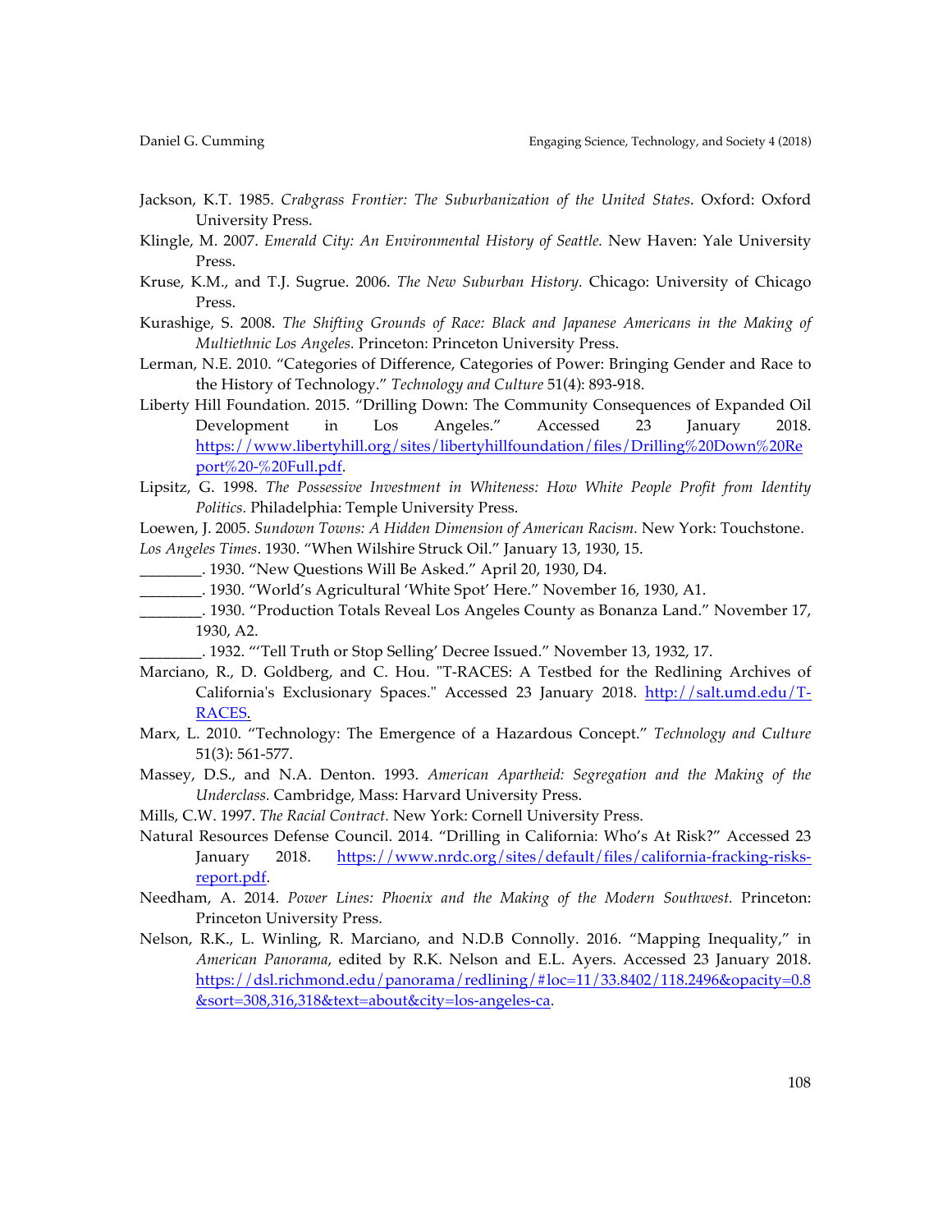Jackson, K.T. 1985. *Crabgrass Frontier: The Suburbanization of the United States*. Oxford: Oxford University Press.

Klingle, M. 2007. *Emerald City: An Environmental History of Seattle.* New Haven: Yale University Press.

Kruse, K.M., and T.J. Sugrue. 2006. *The New Suburban History.* Chicago: University of Chicago Press.

Kurashige, S. 2008. *The Shifting Grounds of Race: Black and Japanese Americans in the Making of Multiethnic Los Angeles.* Princeton: Princeton University Press.

Lerman, N.E. 2010. "Categories of Difference, Categories of Power: Bringing Gender and Race to the History of Technology." *Technology and Culture* 51(4): 893-918.

Liberty Hill Foundation. 2015. "Drilling Down: The Community Consequences of Expanded Oil Development in Los Angeles." Accessed 23 January 2018. https://www.libertyhill.org/sites/libertyhillfoundation/files/Drilling%20Down%20Report%20-%20Full.pdf.

Lipsitz, G. 1998. *The Possessive Investment in Whiteness: How White People Profit from Identity Politics.* Philadelphia: Temple University Press.

Loewen, J. 2005. *Sundown Towns: A Hidden Dimension of American Racism.* New York: Touchstone.

*Los Angeles Times*. 1930. "When Wilshire Struck Oil." January 13, 1930, 15.

________. 1930. "New Questions Will Be Asked." April 20, 1930, D4.

________. 1930. "World's Agricultural 'White Spot' Here." November 16, 1930, A1.

________. 1930. "Production Totals Reveal Los Angeles County as Bonanza Land." November 17, 1930, A2.

________. 1932. "'Tell Truth or Stop Selling' Decree Issued." November 13, 1932, 17.

Marciano, R., D. Goldberg, and C. Hou. "T-RACES: A Testbed for the Redlining Archives of California's Exclusionary Spaces." Accessed 23 January 2018. http://salt.umd.edu/T-RACES.

Marx, L. 2010. "Technology: The Emergence of a Hazardous Concept." *Technology and Culture* 51(3): 561-577.

Massey, D.S., and N.A. Denton. 1993. *American Apartheid: Segregation and the Making of the Underclass.* Cambridge, Mass: Harvard University Press.

Mills, C.W. 1997. *The Racial Contract.* New York: Cornell University Press.

Natural Resources Defense Council. 2014. "Drilling in California: Who's At Risk?" Accessed 23 January 2018. https://www.nrdc.org/sites/default/files/california-fracking-risks-report.pdf.

Needham, A. 2014. *Power Lines: Phoenix and the Making of the Modern Southwest.* Princeton: Princeton University Press.

Nelson, R.K., L. Winling, R. Marciano, and N.D.B Connolly. 2016. "Mapping Inequality," in *American Panorama*, edited by R.K. Nelson and E.L. Ayers. Accessed 23 January 2018. https://dsl.richmond.edu/panorama/redlining/#loc=11/33.8402/118.2496&opacity=0.8&sort=308,316,318&text=about&city=los-angeles-ca.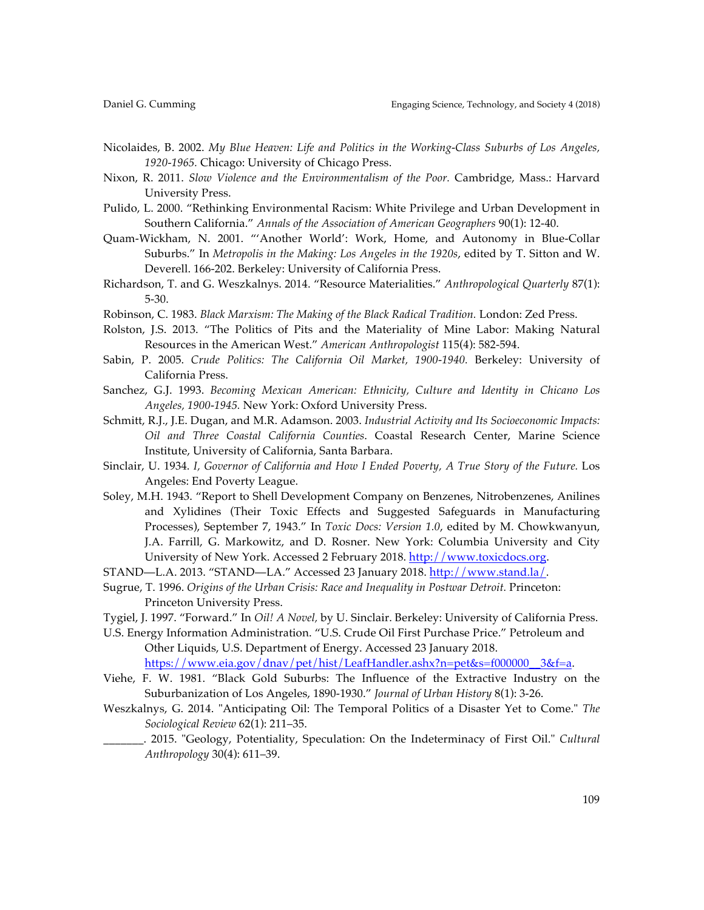Nicolaides, B. 2002. *My Blue Heaven: Life and Politics in the Working-Class Suburbs of Los Angeles, 1920-1965.* Chicago: University of Chicago Press.

Nixon, R. 2011. *Slow Violence and the Environmentalism of the Poor.* Cambridge, Mass.: Harvard University Press.

Pulido, L. 2000. "Rethinking Environmental Racism: White Privilege and Urban Development in Southern California." *Annals of the Association of American Geographers* 90(1): 12-40.

Quam-Wickham, N. 2001. "'Another World': Work, Home, and Autonomy in Blue-Collar Suburbs." In *Metropolis in the Making: Los Angeles in the 1920s*, edited by T. Sitton and W. Deverell. 166-202. Berkeley: University of California Press.

Richardson, T. and G. Weszkalnys. 2014. "Resource Materialities." *Anthropological Quarterly* 87(1): 5-30.

Robinson, C. 1983. *Black Marxism: The Making of the Black Radical Tradition.* London: Zed Press.

Rolston, J.S. 2013. "The Politics of Pits and the Materiality of Mine Labor: Making Natural Resources in the American West." *American Anthropologist* 115(4): 582-594.

Sabin, P. 2005. *Crude Politics: The California Oil Market, 1900-1940.* Berkeley: University of California Press.

Sanchez, G.J. 1993. *Becoming Mexican American: Ethnicity, Culture and Identity in Chicano Los Angeles, 1900-1945.* New York: Oxford University Press.

Schmitt, R.J., J.E. Dugan, and M.R. Adamson. 2003. *Industrial Activity and Its Socioeconomic Impacts: Oil and Three Coastal California Counties*. Coastal Research Center, Marine Science Institute, University of California, Santa Barbara.

Sinclair, U. 1934. *I, Governor of California and How I Ended Poverty, A True Story of the Future.* Los Angeles: End Poverty League.

Soley, M.H. 1943. "Report to Shell Development Company on Benzenes, Nitrobenzenes, Anilines and Xylidines (Their Toxic Effects and Suggested Safeguards in Manufacturing Processes), September 7, 1943." In *Toxic Docs: Version 1.0*, edited by M. Chowkwanyun, J.A. Farrill, G. Markowitz, and D. Rosner. New York: Columbia University and City University of New York. Accessed 2 February 2018. http://www.toxicdocs.org.

STAND—L.A. 2013. "STAND—LA." Accessed 23 January 2018. http://www.stand.la/.

Sugrue, T. 1996. *Origins of the Urban Crisis: Race and Inequality in Postwar Detroit.* Princeton: Princeton University Press.

Tygiel, J. 1997. "Forward." In *Oil! A Novel,* by U. Sinclair. Berkeley: University of California Press.

U.S. Energy Information Administration. "U.S. Crude Oil First Purchase Price." Petroleum and Other Liquids, U.S. Department of Energy. Accessed 23 January 2018. https://www.eia.gov/dnav/pet/hist/LeafHandler.ashx?n=pet&s=f000000__3&f=a.

Viehe, F. W. 1981. "Black Gold Suburbs: The Influence of the Extractive Industry on the Suburbanization of Los Angeles, 1890-1930." *Journal of Urban History* 8(1): 3-26.

Weszkalnys, G. 2014. "Anticipating Oil: The Temporal Politics of a Disaster Yet to Come." *The Sociological Review* 62(1): 211–35.

_______. 2015. "Geology, Potentiality, Speculation: On the Indeterminacy of First Oil." *Cultural Anthropology* 30(4): 611–39.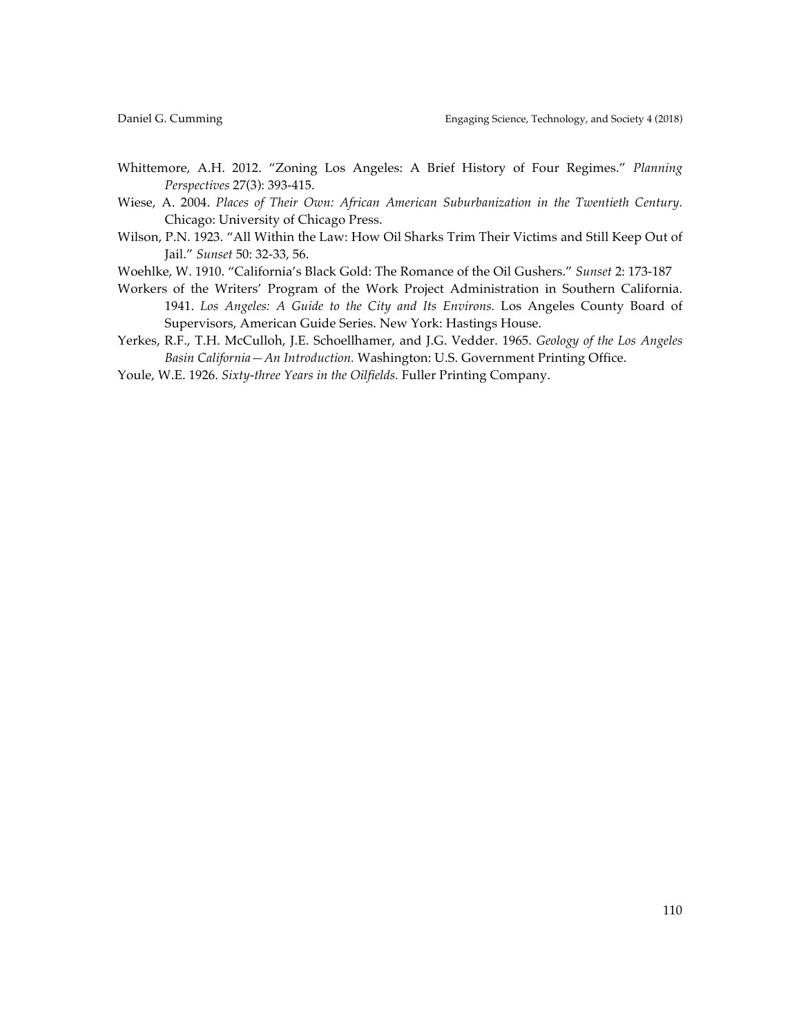Whittemore, A.H. 2012. "Zoning Los Angeles: A Brief History of Four Regimes." *Planning Perspectives* 27(3): 393-415.

Wiese, A. 2004. *Places of Their Own: African American Suburbanization in the Twentieth Century.* Chicago: University of Chicago Press.

Wilson, P.N. 1923. "All Within the Law: How Oil Sharks Trim Their Victims and Still Keep Out of Jail." *Sunset* 50: 32-33, 56.

Woehlke, W. 1910. "California's Black Gold: The Romance of the Oil Gushers." *Sunset* 2: 173-187

Workers of the Writers' Program of the Work Project Administration in Southern California. 1941. *Los Angeles: A Guide to the City and Its Environs.* Los Angeles County Board of Supervisors, American Guide Series. New York: Hastings House.

Yerkes, R.F., T.H. McCulloh, J.E. Schoellhamer, and J.G. Vedder. 1965. *Geology of the Los Angeles Basin California—An Introduction.* Washington: U.S. Government Printing Office.

Youle, W.E. 1926. *Sixty-three Years in the Oilfields.* Fuller Printing Company.